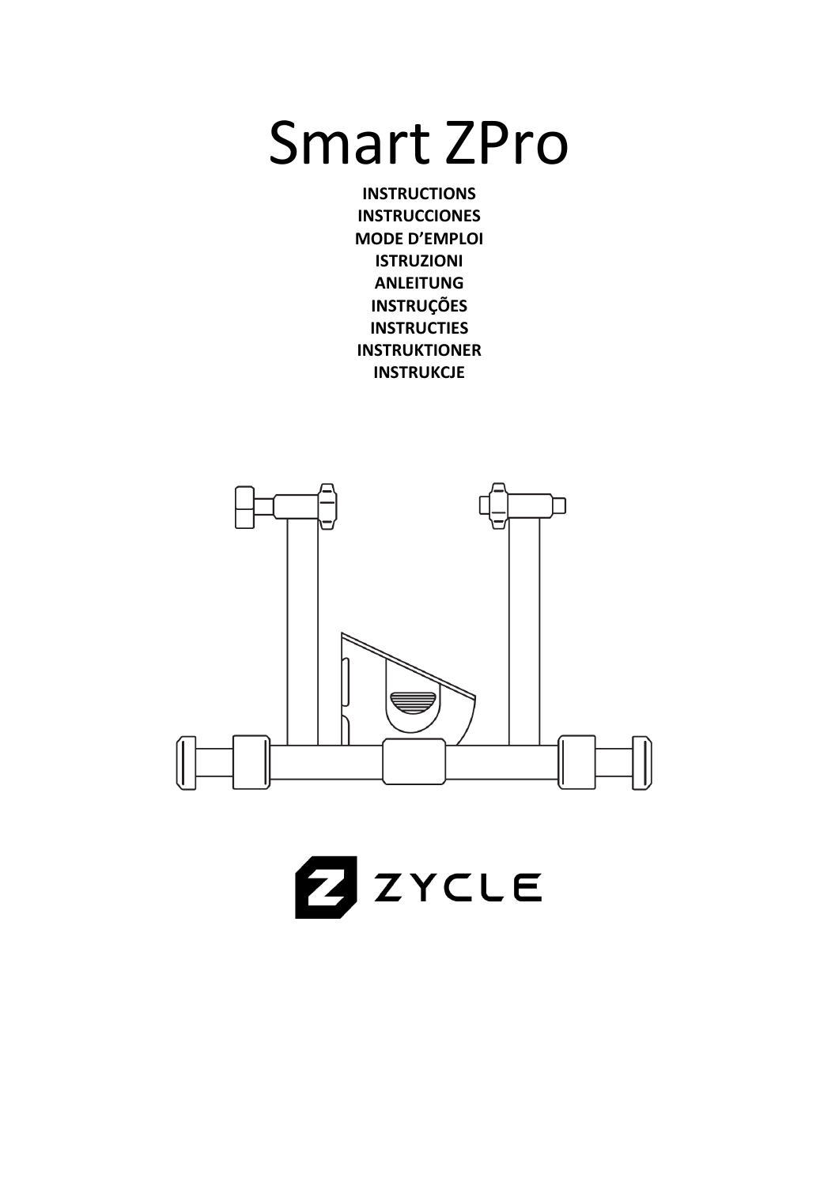# Smart ZPro

**INSTRUCTIONS**
**INSTRUCCIONES**
**MODE D’EMPLOI**
**ISTRUZIONI**
**ANLEITUNG**
**INSTRUÇÕES**
**INSTRUCTIES**
**INSTRUKTIONER**
**INSTRUKCJE**

ZYCLE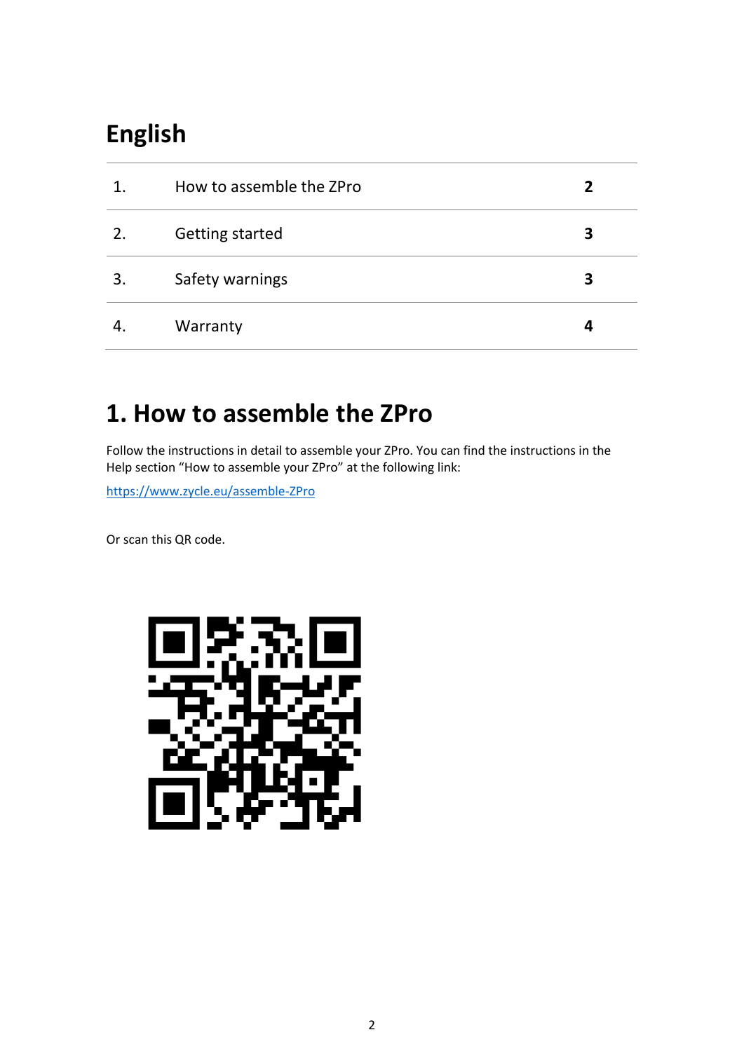# English

| 1. | How to assemble the ZPro | **2** |
|---|---|---|
| 2. | Getting started | **3** |
| 3. | Safety warnings | **3** |
| 4. | Warranty | **4** |

# 1. How to assemble the ZPro

Follow the instructions in detail to assemble your ZPro. You can find the instructions in the Help section "How to assemble your ZPro" at the following link:

https://www.zycle.eu/assemble-ZPro

Or scan this QR code.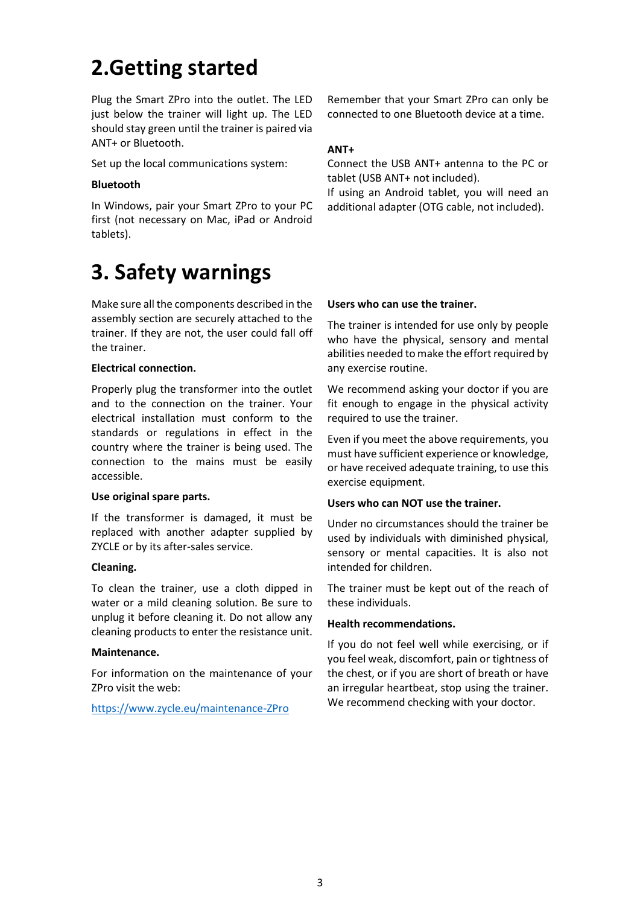# 2.Getting started

Plug the Smart ZPro into the outlet. The LED just below the trainer will light up. The LED should stay green until the trainer is paired via ANT+ or Bluetooth.

Set up the local communications system:

**Bluetooth**

In Windows, pair your Smart ZPro to your PC first (not necessary on Mac, iPad or Android tablets).

Remember that your Smart ZPro can only be connected to one Bluetooth device at a time.

**ANT+**

Connect the USB ANT+ antenna to the PC or tablet (USB ANT+ not included).
If using an Android tablet, you will need an additional adapter (OTG cable, not included).

# 3. Safety warnings

Make sure all the components described in the assembly section are securely attached to the trainer. If they are not, the user could fall off the trainer.

**Electrical connection.**

Properly plug the transformer into the outlet and to the connection on the trainer. Your electrical installation must conform to the standards or regulations in effect in the country where the trainer is being used. The connection to the mains must be easily accessible.

**Use original spare parts.**

If the transformer is damaged, it must be replaced with another adapter supplied by ZYCLE or by its after-sales service.

**Cleaning.**

To clean the trainer, use a cloth dipped in water or a mild cleaning solution. Be sure to unplug it before cleaning it. Do not allow any cleaning products to enter the resistance unit.

**Maintenance.**

For information on the maintenance of your ZPro visit the web:

https://www.zycle.eu/maintenance-ZPro

**Users who can use the trainer.**

The trainer is intended for use only by people who have the physical, sensory and mental abilities needed to make the effort required by any exercise routine.

We recommend asking your doctor if you are fit enough to engage in the physical activity required to use the trainer.

Even if you meet the above requirements, you must have sufficient experience or knowledge, or have received adequate training, to use this exercise equipment.

**Users who can NOT use the trainer.**

Under no circumstances should the trainer be used by individuals with diminished physical, sensory or mental capacities. It is also not intended for children.

The trainer must be kept out of the reach of these individuals.

**Health recommendations.**

If you do not feel well while exercising, or if you feel weak, discomfort, pain or tightness of the chest, or if you are short of breath or have an irregular heartbeat, stop using the trainer. We recommend checking with your doctor.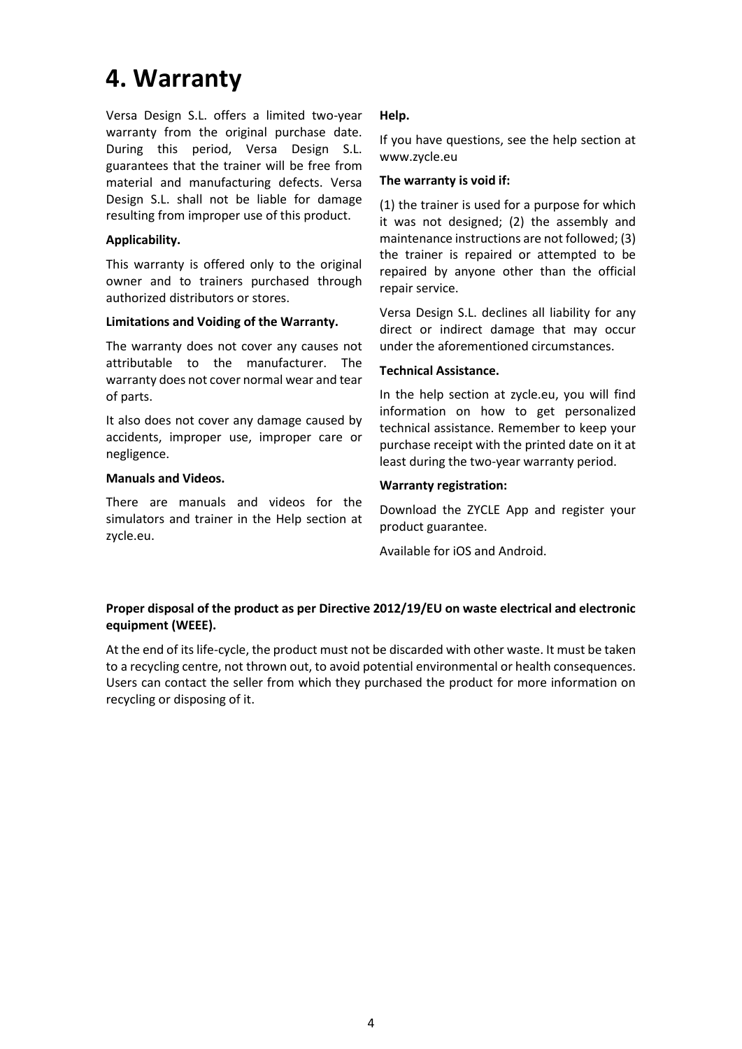# 4. Warranty

Versa Design S.L. offers a limited two-year warranty from the original purchase date. During this period, Versa Design S.L. guarantees that the trainer will be free from material and manufacturing defects. Versa Design S.L. shall not be liable for damage resulting from improper use of this product.

**Applicability.**

This warranty is offered only to the original owner and to trainers purchased through authorized distributors or stores.

**Limitations and Voiding of the Warranty.**

The warranty does not cover any causes not attributable to the manufacturer. The warranty does not cover normal wear and tear of parts.

It also does not cover any damage caused by accidents, improper use, improper care or negligence.

**Manuals and Videos.**

There are manuals and videos for the simulators and trainer in the Help section at zycle.eu.

**Help.**

If you have questions, see the help section at www.zycle.eu

**The warranty is void if:**

(1) the trainer is used for a purpose for which it was not designed; (2) the assembly and maintenance instructions are not followed; (3) the trainer is repaired or attempted to be repaired by anyone other than the official repair service.

Versa Design S.L. declines all liability for any direct or indirect damage that may occur under the aforementioned circumstances.

**Technical Assistance.**

In the help section at zycle.eu, you will find information on how to get personalized technical assistance. Remember to keep your purchase receipt with the printed date on it at least during the two-year warranty period.

**Warranty registration:**

Download the ZYCLE App and register your product guarantee.

Available for iOS and Android.

**Proper disposal of the product as per Directive 2012/19/EU on waste electrical and electronic equipment (WEEE).**

At the end of its life-cycle, the product must not be discarded with other waste. It must be taken to a recycling centre, not thrown out, to avoid potential environmental or health consequences. Users can contact the seller from which they purchased the product for more information on recycling or disposing of it.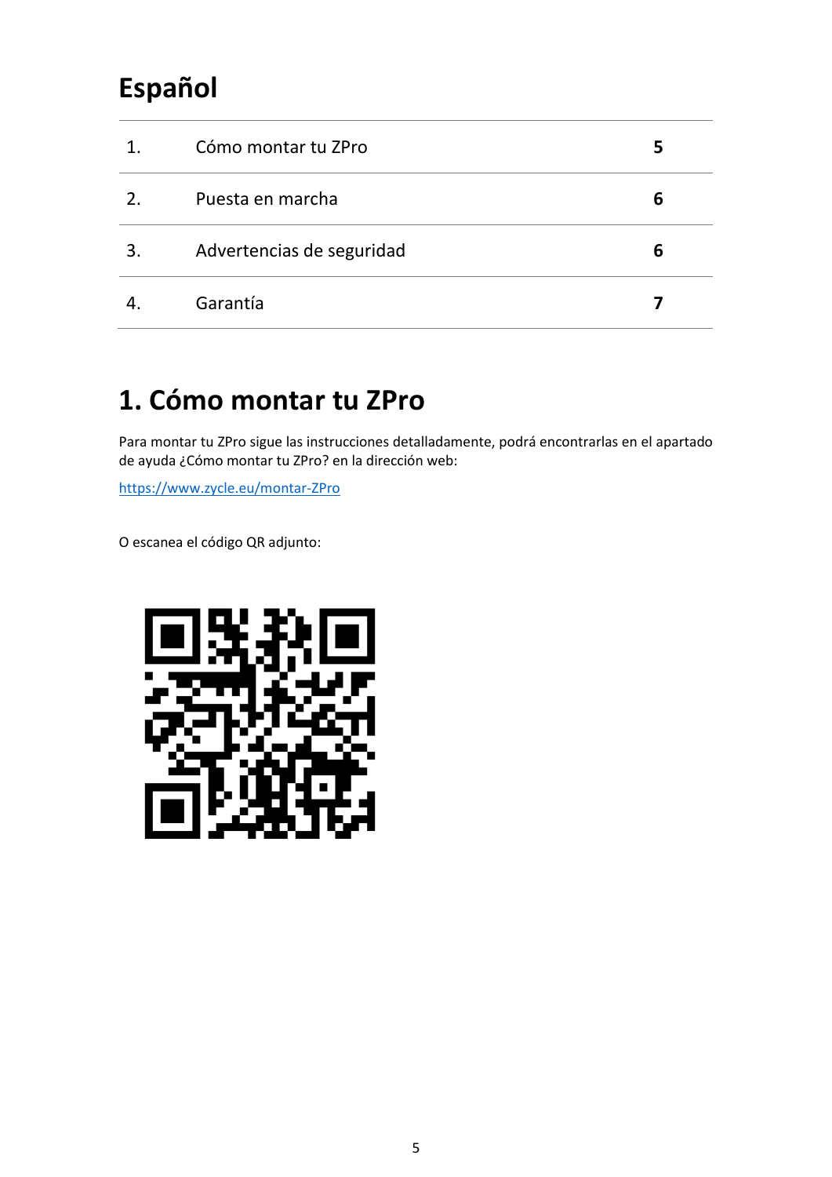# Español

| 1. | Cómo montar tu ZPro | **5** |
|---|---|---|
| 2. | Puesta en marcha | **6** |
| 3. | Advertencias de seguridad | **6** |
| 4. | Garantía | **7** |

# 1. Cómo montar tu ZPro

Para montar tu ZPro sigue las instrucciones detalladamente, podrá encontrarlas en el apartado de ayuda ¿Cómo montar tu ZPro? en la dirección web:

https://www.zycle.eu/montar-ZPro

O escanea el código QR adjunto: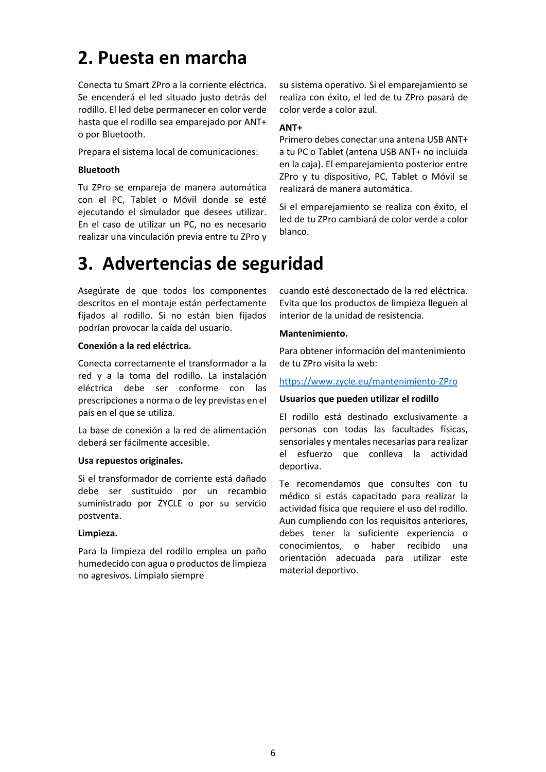# 2. Puesta en marcha

Conecta tu Smart ZPro a la corriente eléctrica. Se encenderá el led situado justo detrás del rodillo. El led debe permanecer en color verde hasta que el rodillo sea emparejado por ANT+ o por Bluetooth.

Prepara el sistema local de comunicaciones:

**Bluetooth**

Tu ZPro se empareja de manera automática con el PC, Tablet o Móvil donde se esté ejecutando el simulador que desees utilizar. En el caso de utilizar un PC, no es necesario realizar una vinculación previa entre tu ZPro y su sistema operativo. Si el emparejamiento se realiza con éxito, el led de tu ZPro pasará de color verde a color azul.

**ANT+**

Primero debes conectar una antena USB ANT+ a tu PC o Tablet (antena USB ANT+ no incluida en la caja). El emparejamiento posterior entre ZPro y tu dispositivo, PC, Tablet o Móvil se realizará de manera automática.

Si el emparejamiento se realiza con éxito, el led de tu ZPro cambiará de color verde a color blanco.

# 3. Advertencias de seguridad

Asegúrate de que todos los componentes descritos en el montaje están perfectamente fijados al rodillo. Si no están bien fijados podrían provocar la caída del usuario.

**Conexión a la red eléctrica.**

Conecta correctamente el transformador a la red y a la toma del rodillo. La instalación eléctrica debe ser conforme con las prescripciones a norma o de ley previstas en el país en el que se utiliza.

La base de conexión a la red de alimentación deberá ser fácilmente accesible.

**Usa repuestos originales.**

Si el transformador de corriente está dañado debe ser sustituido por un recambio suministrado por ZYCLE o por su servicio postventa.

**Limpieza.**

Para la limpieza del rodillo emplea un paño humedecido con agua o productos de limpieza no agresivos. Límpialo siempre cuando esté desconectado de la red eléctrica. Evita que los productos de limpieza lleguen al interior de la unidad de resistencia.

**Mantenimiento.**

Para obtener información del mantenimiento de tu ZPro visita la web:

https://www.zycle.eu/mantenimiento-ZPro

**Usuarios que pueden utilizar el rodillo**

El rodillo está destinado exclusivamente a personas con todas las facultades físicas, sensoriales y mentales necesarias para realizar el esfuerzo que conlleva la actividad deportiva.

Te recomendamos que consultes con tu médico si estás capacitado para realizar la actividad física que requiere el uso del rodillo. Aun cumpliendo con los requisitos anteriores, debes tener la suficiente experiencia o conocimientos, o haber recibido una orientación adecuada para utilizar este material deportivo.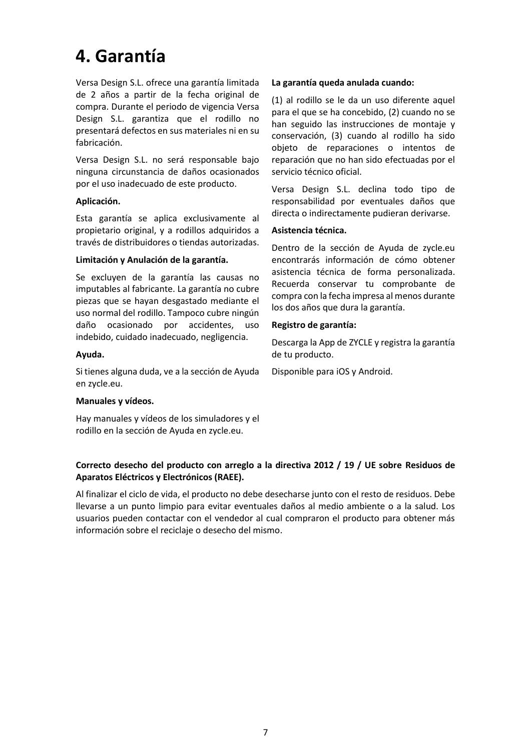# 4. Garantía

Versa Design S.L. ofrece una garantía limitada de 2 años a partir de la fecha original de compra. Durante el periodo de vigencia Versa Design S.L. garantiza que el rodillo no presentará defectos en sus materiales ni en su fabricación.

Versa Design S.L. no será responsable bajo ninguna circunstancia de daños ocasionados por el uso inadecuado de este producto.

**Aplicación.**

Esta garantía se aplica exclusivamente al propietario original, y a rodillos adquiridos a través de distribuidores o tiendas autorizadas.

**Limitación y Anulación de la garantía.**

Se excluyen de la garantía las causas no imputables al fabricante. La garantía no cubre piezas que se hayan desgastado mediante el uso normal del rodillo. Tampoco cubre ningún daño ocasionado por accidentes, uso indebido, cuidado inadecuado, negligencia.

**Ayuda.**

Si tienes alguna duda, ve a la sección de Ayuda en zycle.eu.

**Manuales y vídeos.**

Hay manuales y vídeos de los simuladores y el rodillo en la sección de Ayuda en zycle.eu.

**La garantía queda anulada cuando:**

(1) al rodillo se le da un uso diferente aquel para el que se ha concebido, (2) cuando no se han seguido las instrucciones de montaje y conservación, (3) cuando al rodillo ha sido objeto de reparaciones o intentos de reparación que no han sido efectuadas por el servicio técnico oficial.

Versa Design S.L. declina todo tipo de responsabilidad por eventuales daños que directa o indirectamente pudieran derivarse.

**Asistencia técnica.**

Dentro de la sección de Ayuda de zycle.eu encontrarás información de cómo obtener asistencia técnica de forma personalizada. Recuerda conservar tu comprobante de compra con la fecha impresa al menos durante los dos años que dura la garantía.

**Registro de garantía:**

Descarga la App de ZYCLE y registra la garantía de tu producto.

Disponible para iOS y Android.

**Correcto desecho del producto con arreglo a la directiva 2012 / 19 / UE sobre Residuos de Aparatos Eléctricos y Electrónicos (RAEE).**

Al finalizar el ciclo de vida, el producto no debe desecharse junto con el resto de residuos. Debe llevarse a un punto limpio para evitar eventuales daños al medio ambiente o a la salud. Los usuarios pueden contactar con el vendedor al cual compraron el producto para obtener más información sobre el reciclaje o desecho del mismo.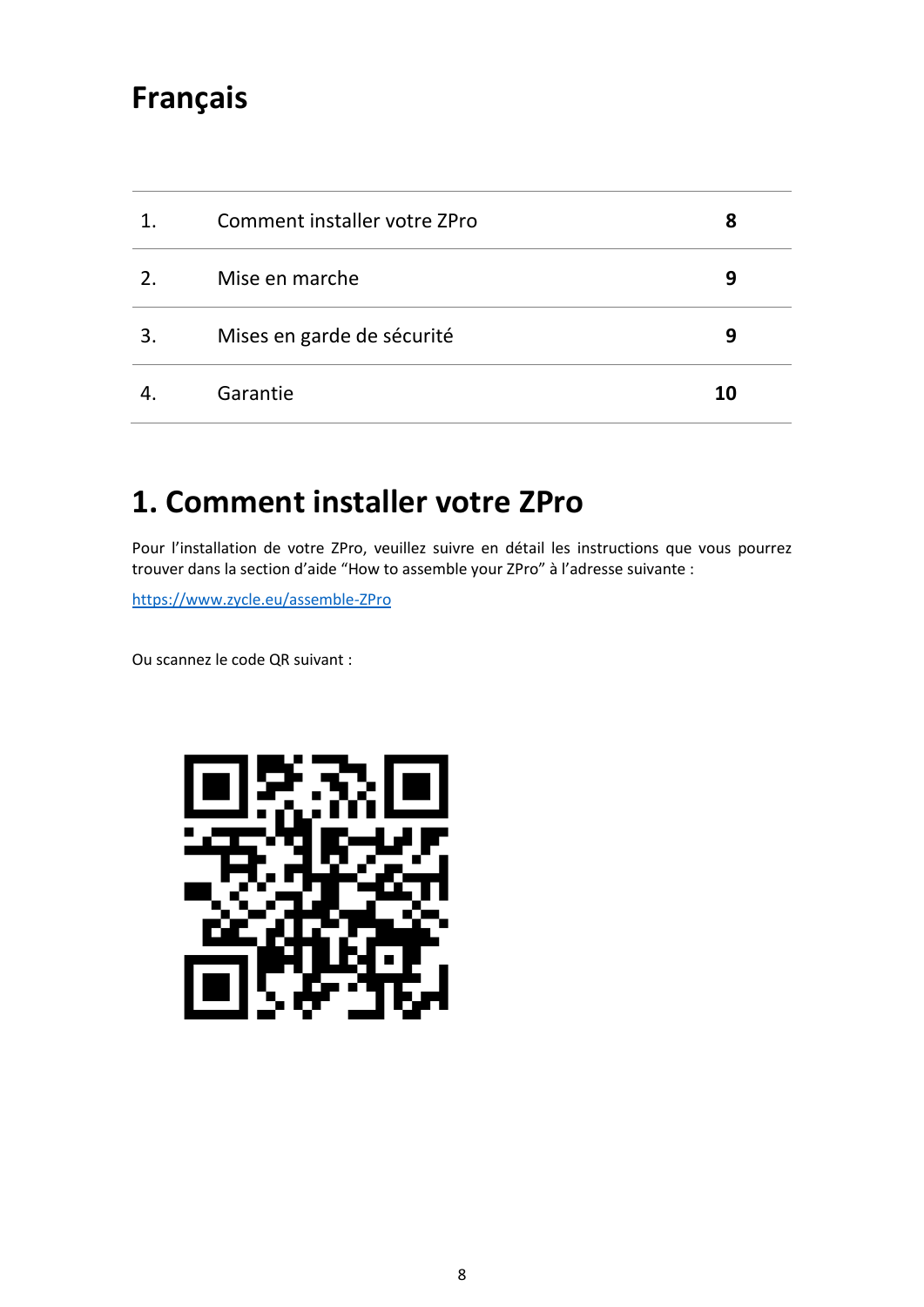# Français

| 1. | Comment installer votre ZPro | **8** |
|---|---|---|
| 2. | Mise en marche | **9** |
| 3. | Mises en garde de sécurité | **9** |
| 4. | Garantie | **10** |

# 1. Comment installer votre ZPro

Pour l'installation de votre ZPro, veuillez suivre en détail les instructions que vous pourrez trouver dans la section d'aide "How to assemble your ZPro" à l'adresse suivante :

https://www.zycle.eu/assemble-ZPro

Ou scannez le code QR suivant :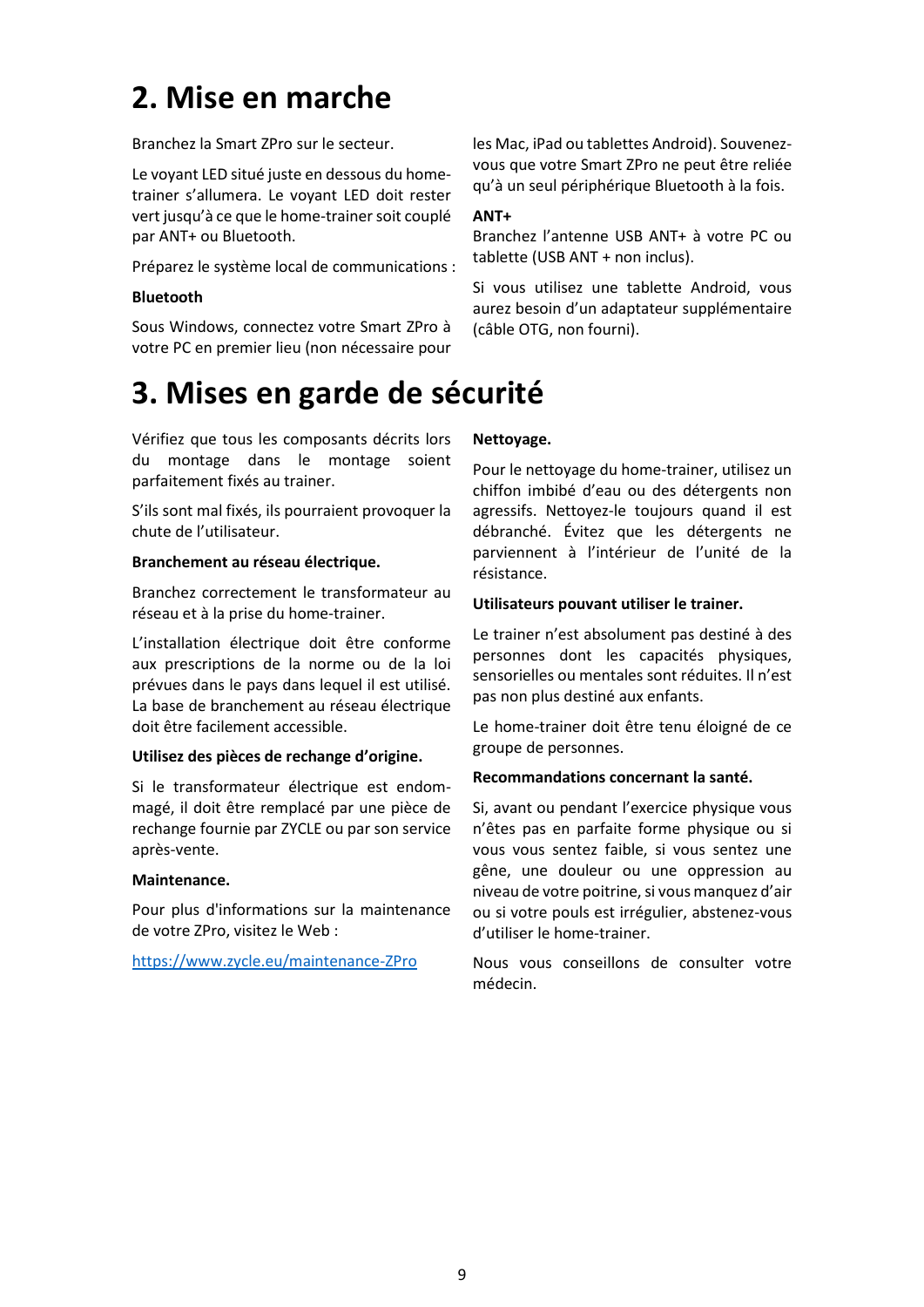# 2. Mise en marche

Branchez la Smart ZPro sur le secteur.

Le voyant LED situé juste en dessous du home-trainer s'allumera. Le voyant LED doit rester vert jusqu'à ce que le home-trainer soit couplé par ANT+ ou Bluetooth.

Préparez le système local de communications :

**Bluetooth**

Sous Windows, connectez votre Smart ZPro à votre PC en premier lieu (non nécessaire pour les Mac, iPad ou tablettes Android). Souvenez-vous que votre Smart ZPro ne peut être reliée qu'à un seul périphérique Bluetooth à la fois.

**ANT+**

Branchez l'antenne USB ANT+ à votre PC ou tablette (USB ANT + non inclus).

Si vous utilisez une tablette Android, vous aurez besoin d'un adaptateur supplémentaire (câble OTG, non fourni).

# 3. Mises en garde de sécurité

Vérifiez que tous les composants décrits lors du montage dans le montage soient parfaitement fixés au trainer.

S'ils sont mal fixés, ils pourraient provoquer la chute de l'utilisateur.

**Branchement au réseau électrique.**

Branchez correctement le transformateur au réseau et à la prise du home-trainer.

L'installation électrique doit être conforme aux prescriptions de la norme ou de la loi prévues dans le pays dans lequel il est utilisé. La base de branchement au réseau électrique doit être facilement accessible.

**Utilisez des pièces de rechange d'origine.**

Si le transformateur électrique est endommagé, il doit être remplacé par une pièce de rechange fournie par ZYCLE ou par son service après-vente.

**Maintenance.**

Pour plus d'informations sur la maintenance de votre ZPro, visitez le Web :

https://www.zycle.eu/maintenance-ZPro

**Nettoyage.**

Pour le nettoyage du home-trainer, utilisez un chiffon imbibé d'eau ou des détergents non agressifs. Nettoyez-le toujours quand il est débranché. Évitez que les détergents ne parviennent à l'intérieur de l'unité de la résistance.

**Utilisateurs pouvant utiliser le trainer.**

Le trainer n'est absolument pas destiné à des personnes dont les capacités physiques, sensorielles ou mentales sont réduites. Il n'est pas non plus destiné aux enfants.

Le home-trainer doit être tenu éloigné de ce groupe de personnes.

**Recommandations concernant la santé.**

Si, avant ou pendant l'exercice physique vous n'êtes pas en parfaite forme physique ou si vous vous sentez faible, si vous sentez une gêne, une douleur ou une oppression au niveau de votre poitrine, si vous manquez d'air ou si votre pouls est irrégulier, abstenez-vous d'utiliser le home-trainer.

Nous vous conseillons de consulter votre médecin.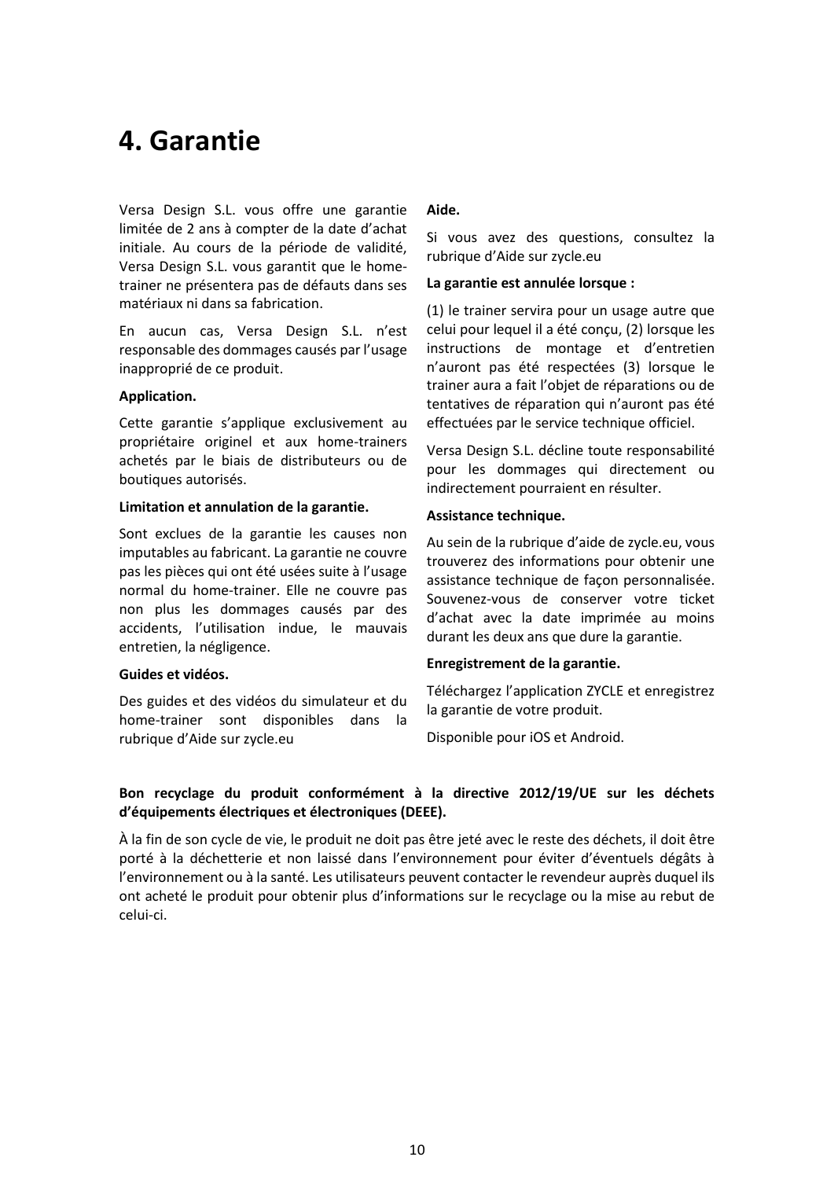# 4. Garantie

Versa Design S.L. vous offre une garantie limitée de 2 ans à compter de la date d'achat initiale. Au cours de la période de validité, Versa Design S.L. vous garantit que le home-trainer ne présentera pas de défauts dans ses matériaux ni dans sa fabrication.

En aucun cas, Versa Design S.L. n'est responsable des dommages causés par l'usage inapproprié de ce produit.

**Application.**

Cette garantie s'applique exclusivement au propriétaire originel et aux home-trainers achetés par le biais de distributeurs ou de boutiques autorisés.

**Limitation et annulation de la garantie.**

Sont exclues de la garantie les causes non imputables au fabricant. La garantie ne couvre pas les pièces qui ont été usées suite à l'usage normal du home-trainer. Elle ne couvre pas non plus les dommages causés par des accidents, l'utilisation indue, le mauvais entretien, la négligence.

**Guides et vidéos.**

Des guides et des vidéos du simulateur et du home-trainer sont disponibles dans la rubrique d'Aide sur zycle.eu

**Aide.**

Si vous avez des questions, consultez la rubrique d'Aide sur zycle.eu

**La garantie est annulée lorsque :**

(1) le trainer servira pour un usage autre que celui pour lequel il a été conçu, (2) lorsque les instructions de montage et d'entretien n'auront pas été respectées (3) lorsque le trainer aura a fait l'objet de réparations ou de tentatives de réparation qui n'auront pas été effectuées par le service technique officiel.

Versa Design S.L. décline toute responsabilité pour les dommages qui directement ou indirectement pourraient en résulter.

**Assistance technique.**

Au sein de la rubrique d'aide de zycle.eu, vous trouverez des informations pour obtenir une assistance technique de façon personnalisée. Souvenez-vous de conserver votre ticket d'achat avec la date imprimée au moins durant les deux ans que dure la garantie.

**Enregistrement de la garantie.**

Téléchargez l'application ZYCLE et enregistrez la garantie de votre produit.

Disponible pour iOS et Android.

**Bon recyclage du produit conformément à la directive 2012/19/UE sur les déchets d'équipements électriques et électroniques (DEEE).**

À la fin de son cycle de vie, le produit ne doit pas être jeté avec le reste des déchets, il doit être porté à la déchetterie et non laissé dans l'environnement pour éviter d'éventuels dégâts à l'environnement ou à la santé. Les utilisateurs peuvent contacter le revendeur auprès duquel ils ont acheté le produit pour obtenir plus d'informations sur le recyclage ou la mise au rebut de celui-ci.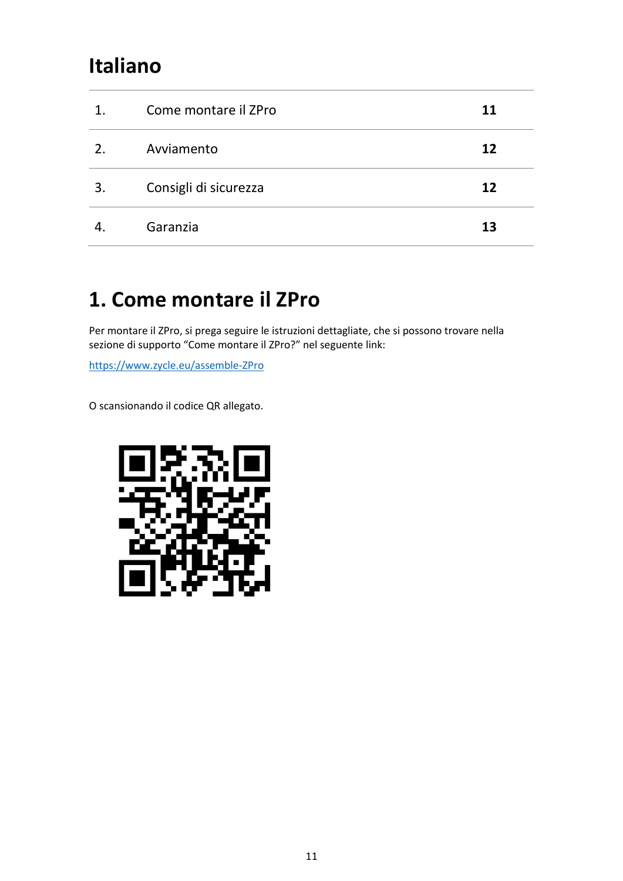# Italiano

| 1. | Come montare il ZPro | 11 |
|---|---|---|
| 2. | Avviamento | 12 |
| 3. | Consigli di sicurezza | 12 |
| 4. | Garanzia | 13 |

# 1. Come montare il ZPro

Per montare il ZPro, si prega seguire le istruzioni dettagliate, che si possono trovare nella sezione di supporto "Come montare il ZPro?" nel seguente link:

https://www.zycle.eu/assemble-ZPro

O scansionando il codice QR allegato.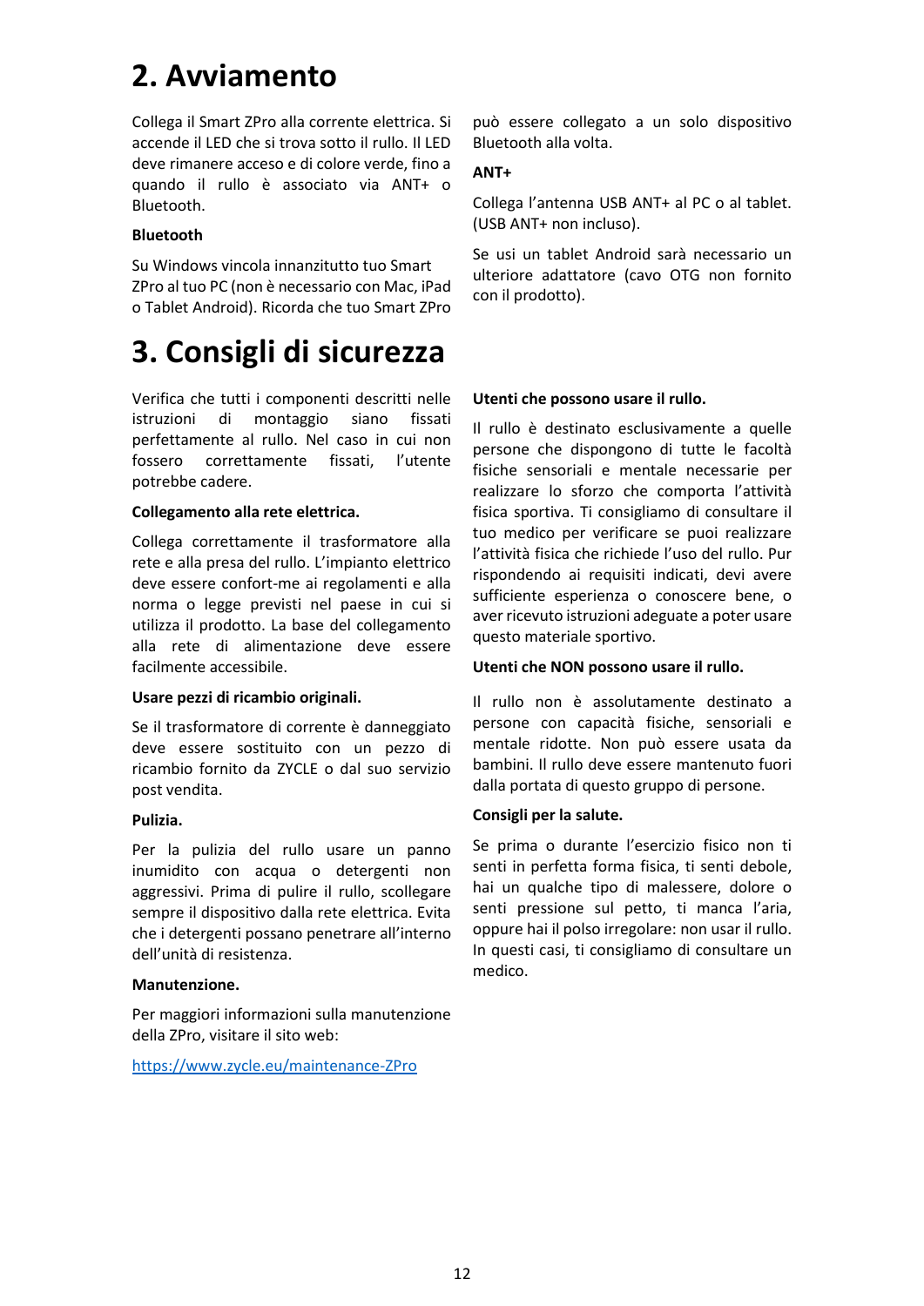# 2. Avviamento

Collega il Smart ZPro alla corrente elettrica. Si accende il LED che si trova sotto il rullo. Il LED deve rimanere acceso e di colore verde, fino a quando il rullo è associato via ANT+ o Bluetooth.

**Bluetooth**

Su Windows vincola innanzitutto tuo Smart ZPro al tuo PC (non è necessario con Mac, iPad o Tablet Android). Ricorda che tuo Smart ZPro può essere collegato a un solo dispositivo Bluetooth alla volta.

**ANT+**

Collega l'antenna USB ANT+ al PC o al tablet. (USB ANT+ non incluso).

Se usi un tablet Android sarà necessario un ulteriore adattatore (cavo OTG non fornito con il prodotto).

# 3. Consigli di sicurezza

Verifica che tutti i componenti descritti nelle istruzioni di montaggio siano fissati perfettamente al rullo. Nel caso in cui non fossero correttamente fissati, l'utente potrebbe cadere.

**Collegamento alla rete elettrica.**

Collega correttamente il trasformatore alla rete e alla presa del rullo. L'impianto elettrico deve essere confort-me ai regolamenti e alla norma o legge previsti nel paese in cui si utilizza il prodotto. La base del collegamento alla rete di alimentazione deve essere facilmente accessibile.

**Usare pezzi di ricambio originali.**

Se il trasformatore di corrente è danneggiato deve essere sostituito con un pezzo di ricambio fornito da ZYCLE o dal suo servizio post vendita.

**Pulizia.**

Per la pulizia del rullo usare un panno inumidito con acqua o detergenti non aggressivi. Prima di pulire il rullo, scollegare sempre il dispositivo dalla rete elettrica. Evita che i detergenti possano penetrare all'interno dell'unità di resistenza.

**Manutenzione.**

Per maggiori informazioni sulla manutenzione della ZPro, visitare il sito web:

https://www.zycle.eu/maintenance-ZPro

**Utenti che possono usare il rullo.**

Il rullo è destinato esclusivamente a quelle persone che dispongono di tutte le facoltà fisiche sensoriali e mentale necessarie per realizzare lo sforzo che comporta l'attività fisica sportiva. Ti consigliamo di consultare il tuo medico per verificare se puoi realizzare l'attività fisica che richiede l'uso del rullo. Pur rispondendo ai requisiti indicati, devi avere sufficiente esperienza o conoscere bene, o aver ricevuto istruzioni adeguate a poter usare questo materiale sportivo.

**Utenti che NON possono usare il rullo.**

Il rullo non è assolutamente destinato a persone con capacità fisiche, sensoriali e mentale ridotte. Non può essere usata da bambini. Il rullo deve essere mantenuto fuori dalla portata di questo gruppo di persone.

**Consigli per la salute.**

Se prima o durante l'esercizio fisico non ti senti in perfetta forma fisica, ti senti debole, hai un qualche tipo di malessere, dolore o senti pressione sul petto, ti manca l'aria, oppure hai il polso irregolare: non usar il rullo. In questi casi, ti consigliamo di consultare un medico.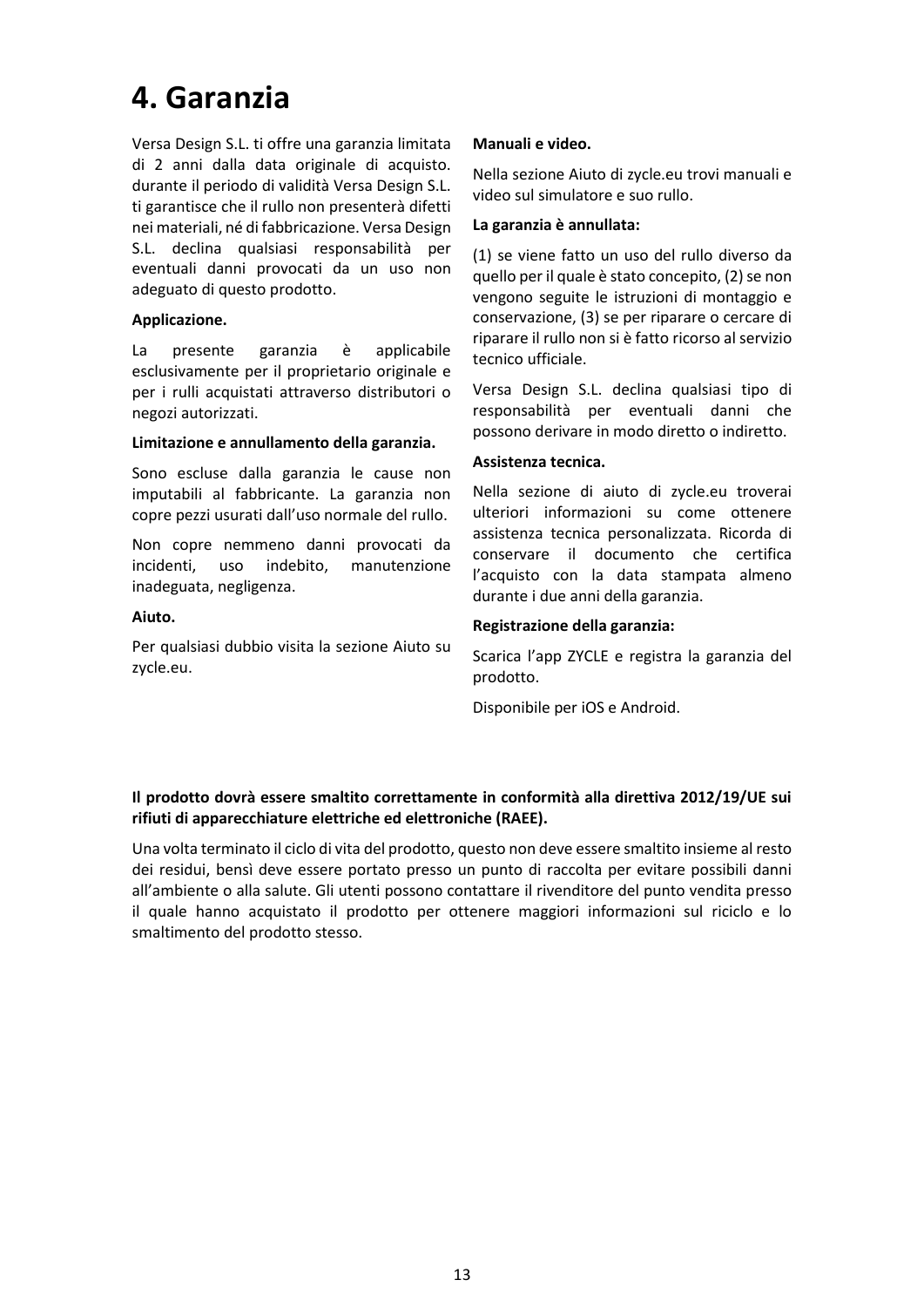# 4. Garanzia

Versa Design S.L. ti offre una garanzia limitata di 2 anni dalla data originale di acquisto. durante il periodo di validità Versa Design S.L. ti garantisce che il rullo non presenterà difetti nei materiali, né di fabbricazione. Versa Design S.L. declina qualsiasi responsabilità per eventuali danni provocati da un uso non adeguato di questo prodotto.

**Applicazione.**

La presente garanzia è applicabile esclusivamente per il proprietario originale e per i rulli acquistati attraverso distributori o negozi autorizzati.

**Limitazione e annullamento della garanzia.**

Sono escluse dalla garanzia le cause non imputabili al fabbricante. La garanzia non copre pezzi usurati dall'uso normale del rullo.

Non copre nemmeno danni provocati da incidenti, uso indebito, manutenzione inadeguata, negligenza.

**Aiuto.**

Per qualsiasi dubbio visita la sezione Aiuto su zycle.eu.

**Manuali e video.**

Nella sezione Aiuto di zycle.eu trovi manuali e video sul simulatore e suo rullo.

**La garanzia è annullata:**

(1) se viene fatto un uso del rullo diverso da quello per il quale è stato concepito, (2) se non vengono seguite le istruzioni di montaggio e conservazione, (3) se per riparare o cercare di riparare il rullo non si è fatto ricorso al servizio tecnico ufficiale.

Versa Design S.L. declina qualsiasi tipo di responsabilità per eventuali danni che possono derivare in modo diretto o indiretto.

**Assistenza tecnica.**

Nella sezione di aiuto di zycle.eu troverai ulteriori informazioni su come ottenere assistenza tecnica personalizzata. Ricorda di conservare il documento che certifica l'acquisto con la data stampata almeno durante i due anni della garanzia.

**Registrazione della garanzia:**

Scarica l'app ZYCLE e registra la garanzia del prodotto.

Disponibile per iOS e Android.

**Il prodotto dovrà essere smaltito correttamente in conformità alla direttiva 2012/19/UE sui rifiuti di apparecchiature elettriche ed elettroniche (RAEE).**

Una volta terminato il ciclo di vita del prodotto, questo non deve essere smaltito insieme al resto dei residui, bensì deve essere portato presso un punto di raccolta per evitare possibili danni all'ambiente o alla salute. Gli utenti possono contattare il rivenditore del punto vendita presso il quale hanno acquistato il prodotto per ottenere maggiori informazioni sul riciclo e lo smaltimento del prodotto stesso.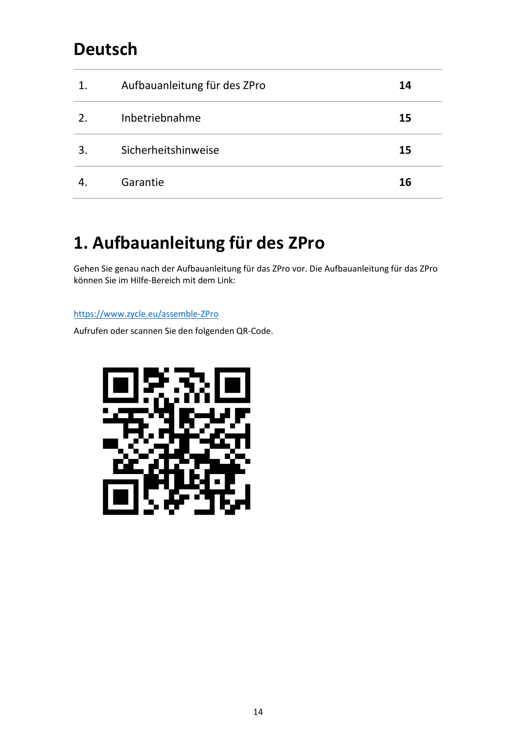# Deutsch

| 1. | Aufbauanleitung für des ZPro | **14** |
|---|---|---|
| 2. | Inbetriebnahme | **15** |
| 3. | Sicherheitshinweise | **15** |
| 4. | Garantie | **16** |

# 1. Aufbauanleitung für des ZPro

Gehen Sie genau nach der Aufbauanleitung für das ZPro vor. Die Aufbauanleitung für das ZPro können Sie im Hilfe-Bereich mit dem Link:

https://www.zycle.eu/assemble-ZPro

Aufrufen oder scannen Sie den folgenden QR-Code.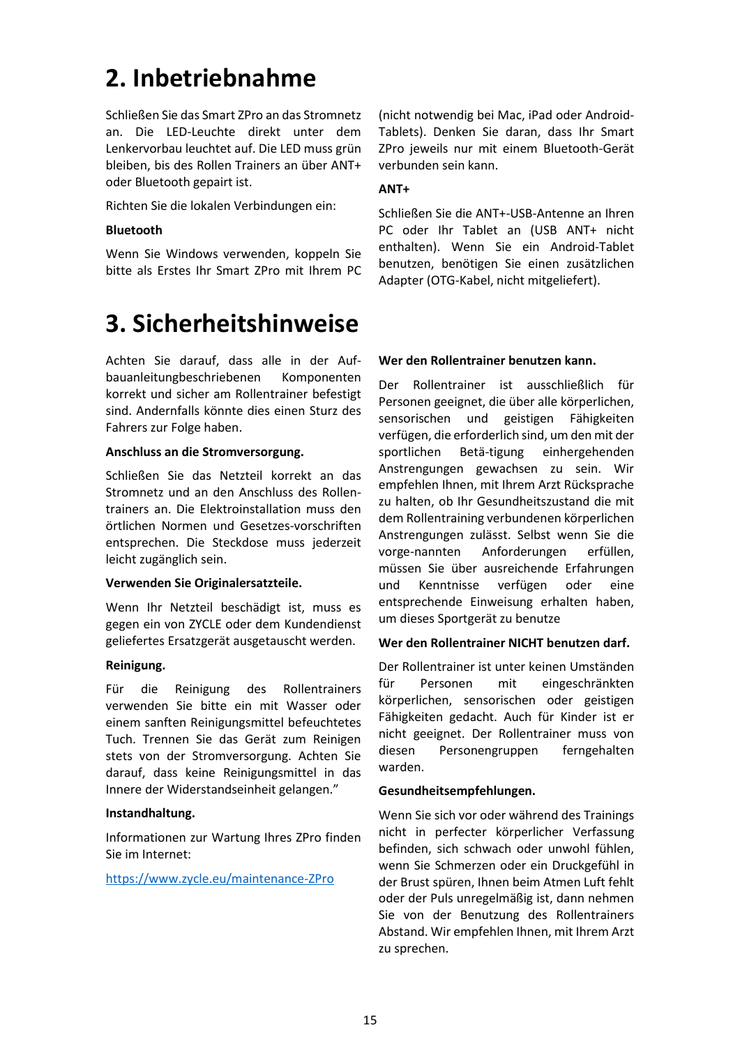# 2. Inbetriebnahme

Schließen Sie das Smart ZPro an das Stromnetz an. Die LED-Leuchte direkt unter dem Lenkervorbau leuchtet auf. Die LED muss grün bleiben, bis des Rollen Trainers an über ANT+ oder Bluetooth gepairt ist.

Richten Sie die lokalen Verbindungen ein:

**Bluetooth**

Wenn Sie Windows verwenden, koppeln Sie bitte als Erstes Ihr Smart ZPro mit Ihrem PC (nicht notwendig bei Mac, iPad oder Android-Tablets). Denken Sie daran, dass Ihr Smart ZPro jeweils nur mit einem Bluetooth-Gerät verbunden sein kann.

**ANT+**

Schließen Sie die ANT+-USB-Antenne an Ihren PC oder Ihr Tablet an (USB ANT+ nicht enthalten). Wenn Sie ein Android-Tablet benutzen, benötigen Sie einen zusätzlichen Adapter (OTG-Kabel, nicht mitgeliefert).

# 3. Sicherheitshinweise

Achten Sie darauf, dass alle in der Auf-bauanleitungbeschriebenen Komponenten korrekt und sicher am Rollentrainer befestigt sind. Andernfalls könnte dies einen Sturz des Fahrers zur Folge haben.

**Anschluss an die Stromversorgung.**

Schließen Sie das Netzteil korrekt an das Stromnetz und an den Anschluss des Rollen-trainers an. Die Elektroinstallation muss den örtlichen Normen und Gesetzes-vorschriften entsprechen. Die Steckdose muss jederzeit leicht zugänglich sein.

**Verwenden Sie Originalersatzteile.**

Wenn Ihr Netzteil beschädigt ist, muss es gegen ein von ZYCLE oder dem Kundendienst geliefertes Ersatzgerät ausgetauscht werden.

**Reinigung.**

Für die Reinigung des Rollentrainers verwenden Sie bitte ein mit Wasser oder einem sanften Reinigungsmittel befeuchtetes Tuch. Trennen Sie das Gerät zum Reinigen stets von der Stromversorgung. Achten Sie darauf, dass keine Reinigungsmittel in das Innere der Widerstandseinheit gelangen."

**Instandhaltung.**

Informationen zur Wartung Ihres ZPro finden Sie im Internet:

https://www.zycle.eu/maintenance-ZPro

**Wer den Rollentrainer benutzen kann.**

Der Rollentrainer ist ausschließlich für Personen geeignet, die über alle körperlichen, sensorischen und geistigen Fähigkeiten verfügen, die erforderlich sind, um den mit der sportlichen Betä-tigung einhergehenden Anstrengungen gewachsen zu sein. Wir empfehlen Ihnen, mit Ihrem Arzt Rücksprache zu halten, ob Ihr Gesundheitszustand die mit dem Rollentraining verbundenen körperlichen Anstrengungen zulässt. Selbst wenn Sie die vorge-nannten Anforderungen erfüllen, müssen Sie über ausreichende Erfahrungen und Kenntnisse verfügen oder eine entsprechende Einweisung erhalten haben, um dieses Sportgerät zu benutze

**Wer den Rollentrainer NICHT benutzen darf.**

Der Rollentrainer ist unter keinen Umständen für Personen mit eingeschränkten körperlichen, sensorischen oder geistigen Fähigkeiten gedacht. Auch für Kinder ist er nicht geeignet. Der Rollentrainer muss von diesen Personengruppen ferngehalten warden.

**Gesundheitsempfehlungen.**

Wenn Sie sich vor oder während des Trainings nicht in perfecter körperlicher Verfassung befinden, sich schwach oder unwohl fühlen, wenn Sie Schmerzen oder ein Druckgefühl in der Brust spüren, Ihnen beim Atmen Luft fehlt oder der Puls unregelmäßig ist, dann nehmen Sie von der Benutzung des Rollentrainers Abstand. Wir empfehlen Ihnen, mit Ihrem Arzt zu sprechen.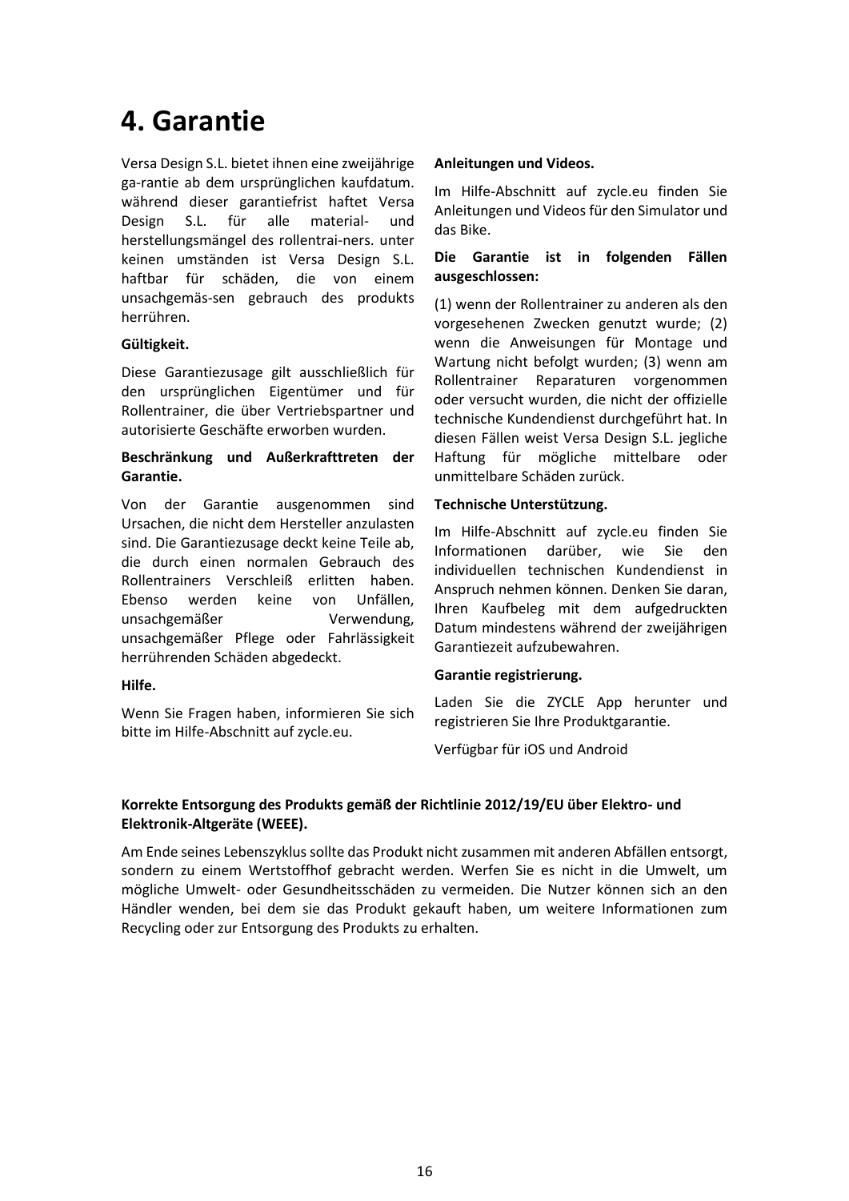# 4. Garantie

Versa Design S.L. bietet ihnen eine zweijährige ga-rantie ab dem ursprünglichen kaufdatum. während dieser garantiefrist haftet Versa Design S.L. für alle material- und herstellungsmängel des rollentrai-ners. unter keinen umständen ist Versa Design S.L. haftbar für schäden, die von einem unsachgemäs-sen gebrauch des produkts herrühren.

**Gültigkeit.**

Diese Garantiezusage gilt ausschließlich für den ursprünglichen Eigentümer und für Rollentrainer, die über Vertriebspartner und autorisierte Geschäfte erworben wurden.

**Beschränkung und Außerkrafttreten der Garantie.**

Von der Garantie ausgenommen sind Ursachen, die nicht dem Hersteller anzulasten sind. Die Garantiezusage deckt keine Teile ab, die durch einen normalen Gebrauch des Rollentrainers Verschleiß erlitten haben. Ebenso werden keine von Unfällen, unsachgemäßer Verwendung, unsachgemäßer Pflege oder Fahrlässigkeit herrührenden Schäden abgedeckt.

**Hilfe.**

Wenn Sie Fragen haben, informieren Sie sich bitte im Hilfe-Abschnitt auf zycle.eu.

**Anleitungen und Videos.**

Im Hilfe-Abschnitt auf zycle.eu finden Sie Anleitungen und Videos für den Simulator und das Bike.

**Die Garantie ist in folgenden Fällen ausgeschlossen:**

(1) wenn der Rollentrainer zu anderen als den vorgesehenen Zwecken genutzt wurde; (2) wenn die Anweisungen für Montage und Wartung nicht befolgt wurden; (3) wenn am Rollentrainer Reparaturen vorgenommen oder versucht wurden, die nicht der offizielle technische Kundendienst durchgeführt hat. In diesen Fällen weist Versa Design S.L. jegliche Haftung für mögliche mittelbare oder unmittelbare Schäden zurück.

**Technische Unterstützung.**

Im Hilfe-Abschnitt auf zycle.eu finden Sie Informationen darüber, wie Sie den individuellen technischen Kundendienst in Anspruch nehmen können. Denken Sie daran, Ihren Kaufbeleg mit dem aufgedruckten Datum mindestens während der zweijährigen Garantiezeit aufzubewahren.

**Garantie registrierung.**

Laden Sie die ZYCLE App herunter und registrieren Sie Ihre Produktgarantie.

Verfügbar für iOS und Android

**Korrekte Entsorgung des Produkts gemäß der Richtlinie 2012/19/EU über Elektro- und Elektronik-Altgeräte (WEEE).**

Am Ende seines Lebenszyklus sollte das Produkt nicht zusammen mit anderen Abfällen entsorgt, sondern zu einem Wertstoffhof gebracht werden. Werfen Sie es nicht in die Umwelt, um mögliche Umwelt- oder Gesundheitsschäden zu vermeiden. Die Nutzer können sich an den Händler wenden, bei dem sie das Produkt gekauft haben, um weitere Informationen zum Recycling oder zur Entsorgung des Produkts zu erhalten.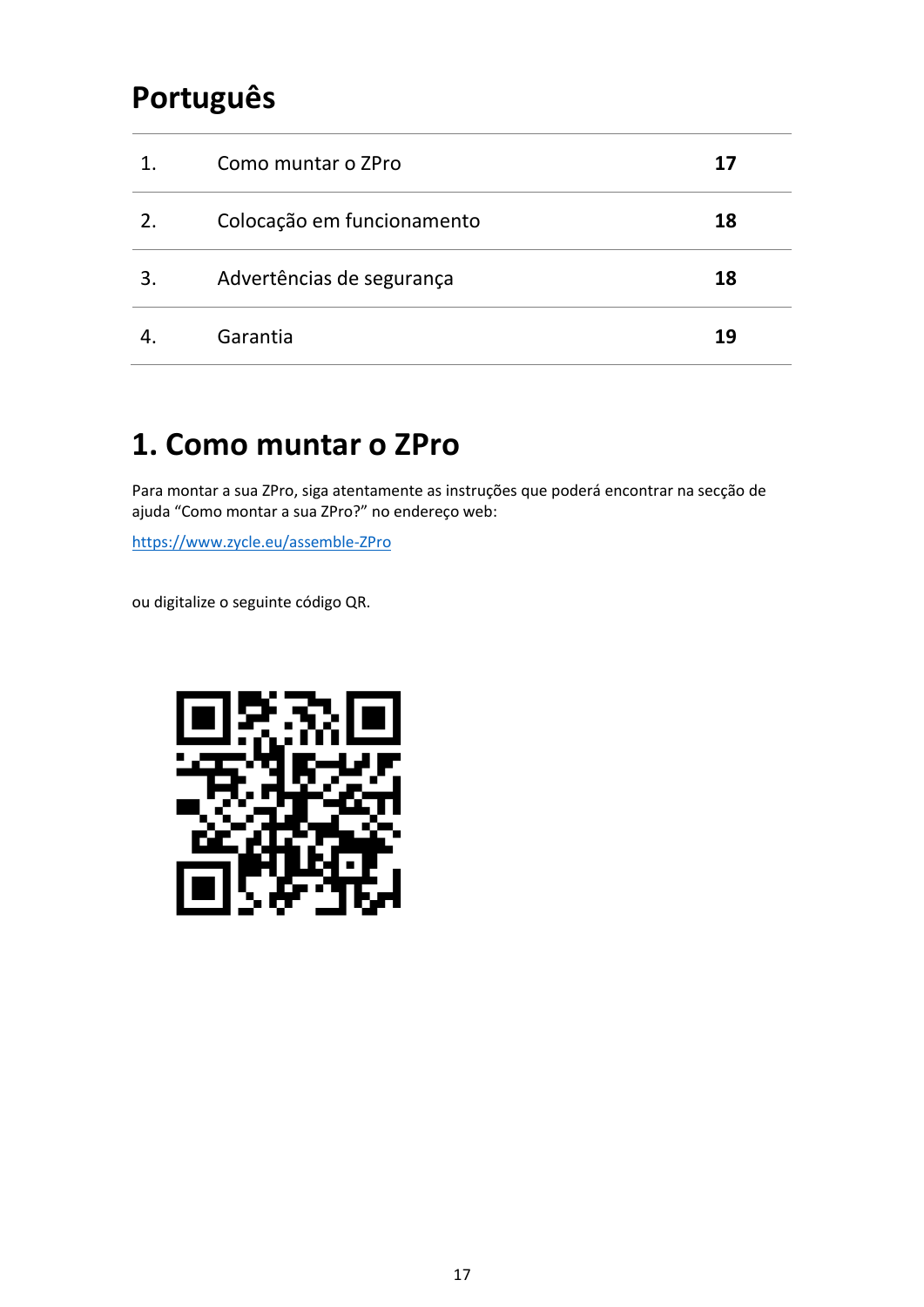# Português

| | | |
|---|---|---|
| 1. | Como muntar o ZPro | **17** |
| 2. | Colocação em funcionamento | **18** |
| 3. | Advertências de segurança | **18** |
| 4. | Garantia | **19** |

## 1. Como muntar o ZPro

Para montar a sua ZPro, siga atentamente as instruções que poderá encontrar na secção de ajuda "Como montar a sua ZPro?" no endereço web:

https://www.zycle.eu/assemble-ZPro

ou digitalize o seguinte código QR.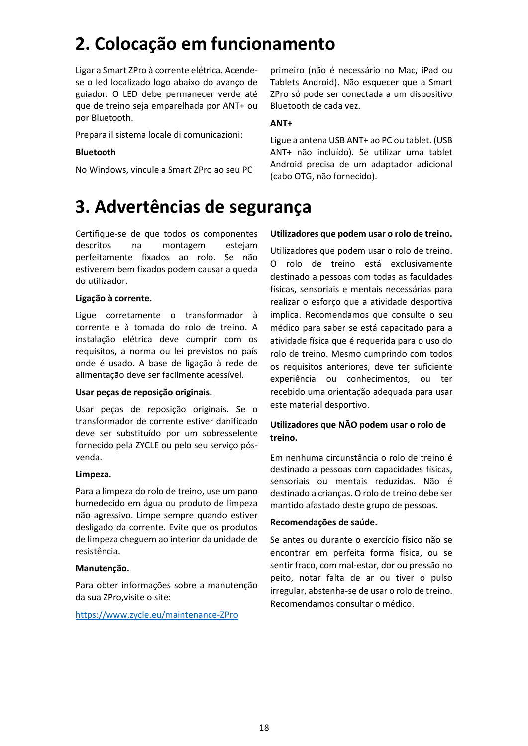# 2. Colocação em funcionamento

Ligar a Smart ZPro à corrente elétrica. Acende-se o led localizado logo abaixo do avanço de guiador. O LED debe permanecer verde até que de treino seja emparelhada por ANT+ ou por Bluetooth.

Prepara il sistema locale di comunicazioni:

**Bluetooth**

No Windows, vincule a Smart ZPro ao seu PC primeiro (não é necessário no Mac, iPad ou Tablets Android). Não esquecer que a Smart ZPro só pode ser conectada a um dispositivo Bluetooth de cada vez.

**ANT+**

Ligue a antena USB ANT+ ao PC ou tablet. (USB ANT+ não incluído). Se utilizar uma tablet Android precisa de um adaptador adicional (cabo OTG, não fornecido).

# 3. Advertências de segurança

Certifique-se de que todos os componentes descritos na montagem estejam perfeitamente fixados ao rolo. Se não estiverem bem fixados podem causar a queda do utilizador.

**Ligação à corrente.**

Ligue corretamente o transformador à corrente e à tomada do rolo de treino. A instalação elétrica deve cumprir com os requisitos, a norma ou lei previstos no país onde é usado. A base de ligação à rede de alimentação deve ser facilmente acessível.

**Usar peças de reposição originais.**

Usar peças de reposição originais. Se o transformador de corrente estiver danificado deve ser substituído por um sobresselente fornecido pela ZYCLE ou pelo seu serviço pós-venda.

**Limpeza.**

Para a limpeza do rolo de treino, use um pano humedecido em água ou produto de limpeza não agressivo. Limpe sempre quando estiver desligado da corrente. Evite que os produtos de limpeza cheguem ao interior da unidade de resistência.

**Manutenção.**

Para obter informações sobre a manutenção da sua ZPro,visite o site:

https://www.zycle.eu/maintenance-ZPro

**Utilizadores que podem usar o rolo de treino.**

Utilizadores que podem usar o rolo de treino. O rolo de treino está exclusivamente destinado a pessoas com todas as faculdades físicas, sensoriais e mentais necessárias para realizar o esforço que a atividade desportiva implica. Recomendamos que consulte o seu médico para saber se está capacitado para a atividade física que é requerida para o uso do rolo de treino. Mesmo cumprindo com todos os requisitos anteriores, deve ter suficiente experiência ou conhecimentos, ou ter recebido uma orientação adequada para usar este material desportivo.

**Utilizadores que NÃO podem usar o rolo de treino.**

Em nenhuma circunstância o rolo de treino é destinado a pessoas com capacidades físicas, sensoriais ou mentais reduzidas. Não é destinado a crianças. O rolo de treino debe ser mantido afastado deste grupo de pessoas.

**Recomendações de saúde.**

Se antes ou durante o exercício físico não se encontrar em perfeita forma física, ou se sentir fraco, com mal-estar, dor ou pressão no peito, notar falta de ar ou tiver o pulso irregular, abstenha-se de usar o rolo de treino. Recomendamos consultar o médico.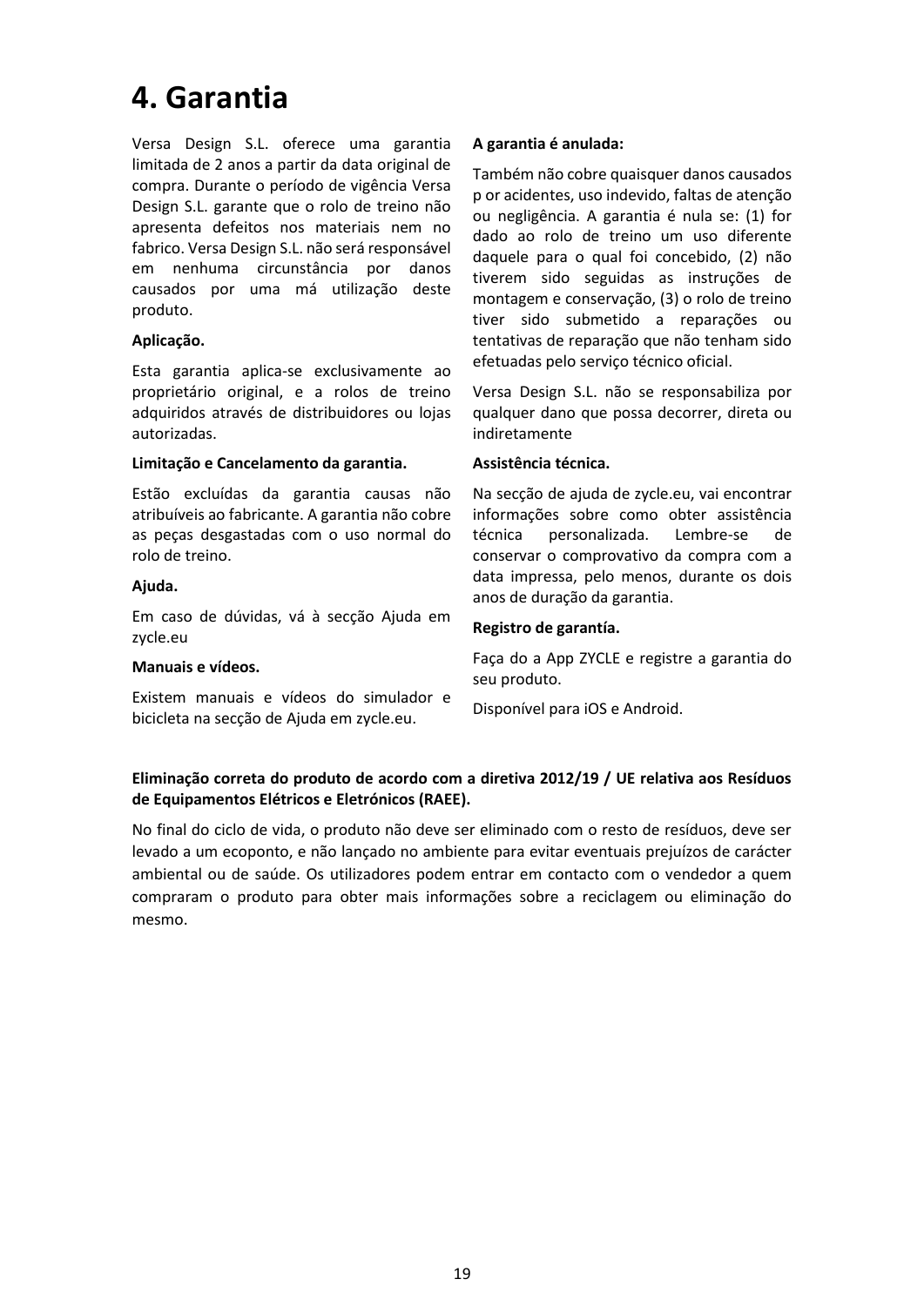# 4. Garantia

Versa Design S.L. oferece uma garantia limitada de 2 anos a partir da data original de compra. Durante o período de vigência Versa Design S.L. garante que o rolo de treino não apresenta defeitos nos materiais nem no fabrico. Versa Design S.L. não será responsável em nenhuma circunstância por danos causados por uma má utilização deste produto.

**Aplicação.**

Esta garantia aplica-se exclusivamente ao proprietário original, e a rolos de treino adquiridos através de distribuidores ou lojas autorizadas.

**Limitação e Cancelamento da garantia.**

Estão excluídas da garantia causas não atribuíveis ao fabricante. A garantia não cobre as peças desgastadas com o uso normal do rolo de treino.

**Ajuda.**

Em caso de dúvidas, vá à secção Ajuda em zycle.eu

**Manuais e vídeos.**

Existem manuais e vídeos do simulador e bicicleta na secção de Ajuda em zycle.eu.

**A garantia é anulada:**

Também não cobre quaisquer danos causados p or acidentes, uso indevido, faltas de atenção ou negligência. A garantia é nula se: (1) for dado ao rolo de treino um uso diferente daquele para o qual foi concebido, (2) não tiverem sido seguidas as instruções de montagem e conservação, (3) o rolo de treino tiver sido submetido a reparações ou tentativas de reparação que não tenham sido efetuadas pelo serviço técnico oficial.

Versa Design S.L. não se responsabiliza por qualquer dano que possa decorrer, direta ou indiretamente

**Assistência técnica.**

Na secção de ajuda de zycle.eu, vai encontrar informações sobre como obter assistência técnica personalizada. Lembre-se de conservar o comprovativo da compra com a data impressa, pelo menos, durante os dois anos de duração da garantia.

**Registro de garantía.**

Faça do a App ZYCLE e registre a garantia do seu produto.

Disponível para iOS e Android.

**Eliminação correta do produto de acordo com a diretiva 2012/19 / UE relativa aos Resíduos de Equipamentos Elétricos e Eletrónicos (RAEE).**

No final do ciclo de vida, o produto não deve ser eliminado com o resto de resíduos, deve ser levado a um ecoponto, e não lançado no ambiente para evitar eventuais prejuízos de carácter ambiental ou de saúde. Os utilizadores podem entrar em contacto com o vendedor a quem compraram o produto para obter mais informações sobre a reciclagem ou eliminação do mesmo.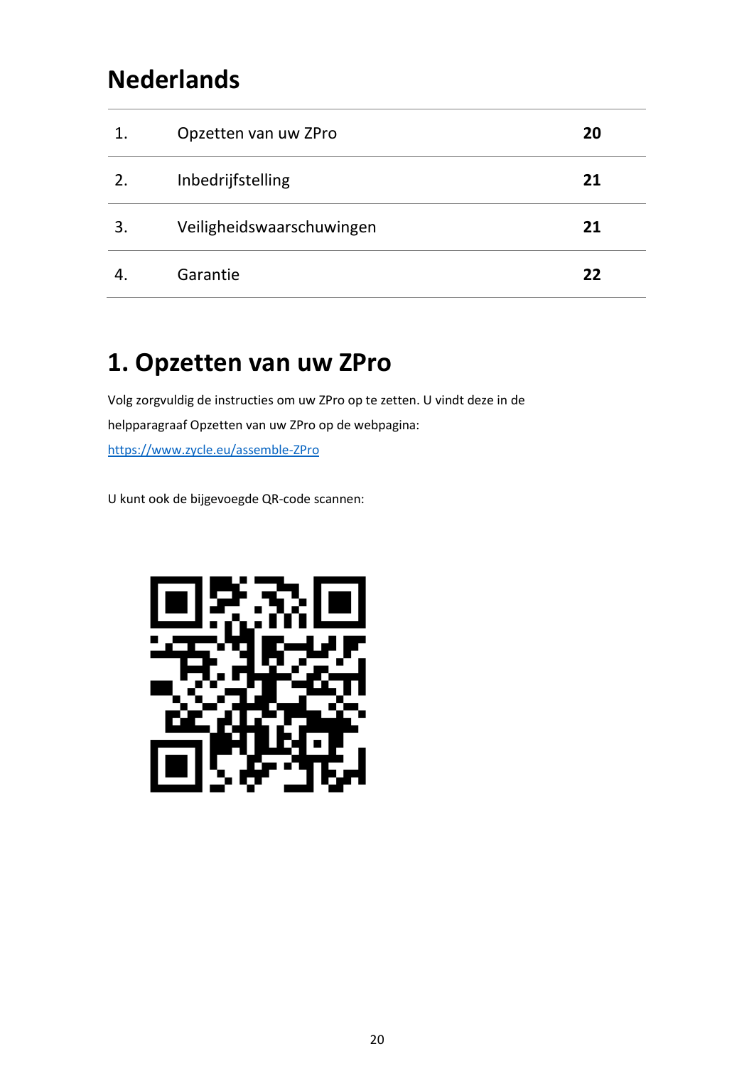# Nederlands

| 1. | Opzetten van uw ZPro | 20 |
|---|---|---|
| 2. | Inbedrijfstelling | 21 |
| 3. | Veiligheidswaarschuwingen | 21 |
| 4. | Garantie | 22 |

# 1. Opzetten van uw ZPro

Volg zorgvuldig de instructies om uw ZPro op te zetten. U vindt deze in de helpparagraaf Opzetten van uw ZPro op de webpagina:
https://www.zycle.eu/assemble-ZPro

U kunt ook de bijgevoegde QR-code scannen: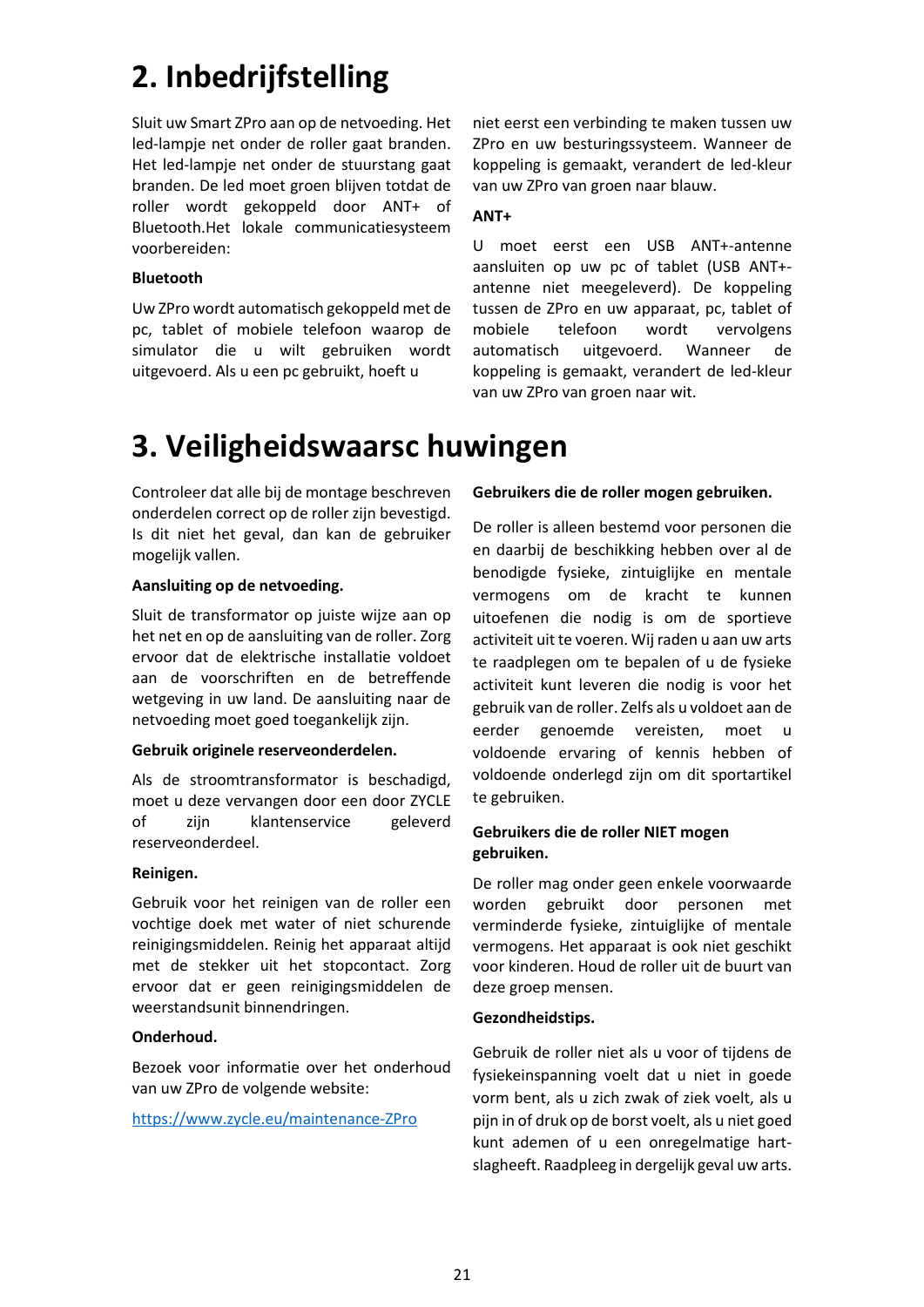# 2. Inbedrijfstelling

Sluit uw Smart ZPro aan op de netvoeding. Het led-lampje net onder de roller gaat branden. Het led-lampje net onder de stuurstang gaat branden. De led moet groen blijven totdat de roller wordt gekoppeld door ANT+ of Bluetooth.Het lokale communicatiesysteem voorbereiden:

**Bluetooth**

Uw ZPro wordt automatisch gekoppeld met de pc, tablet of mobiele telefoon waarop de simulator die u wilt gebruiken wordt uitgevoerd. Als u een pc gebruikt, hoeft u niet eerst een verbinding te maken tussen uw ZPro en uw besturingssysteem. Wanneer de koppeling is gemaakt, verandert de led-kleur van uw ZPro van groen naar blauw.

**ANT+**

U moet eerst een USB ANT+-antenne aansluiten op uw pc of tablet (USB ANT+-antenne niet meegeleverd). De koppeling tussen de ZPro en uw apparaat, pc, tablet of mobiele telefoon wordt vervolgens automatisch uitgevoerd. Wanneer de koppeling is gemaakt, verandert de led-kleur van uw ZPro van groen naar wit.

# 3. Veiligheidswaarsc huwingen

Controleer dat alle bij de montage beschreven onderdelen correct op de roller zijn bevestigd. Is dit niet het geval, dan kan de gebruiker mogelijk vallen.

**Aansluiting op de netvoeding.**

Sluit de transformator op juiste wijze aan op het net en op de aansluiting van de roller. Zorg ervoor dat de elektrische installatie voldoet aan de voorschriften en de betreffende wetgeving in uw land. De aansluiting naar de netvoeding moet goed toegankelijk zijn.

**Gebruik originele reserveonderdelen.**

Als de stroomtransformator is beschadigd, moet u deze vervangen door een door ZYCLE of zijn klantenservice geleverd reserveonderdeel.

**Reinigen.**

Gebruik voor het reinigen van de roller een vochtige doek met water of niet schurende reinigingsmiddelen. Reinig het apparaat altijd met de stekker uit het stopcontact. Zorg ervoor dat er geen reinigingsmiddelen de weerstandsunit binnendringen.

**Onderhoud.**

Bezoek voor informatie over het onderhoud van uw ZPro de volgende website:

https://www.zycle.eu/maintenance-ZPro

**Gebruikers die de roller mogen gebruiken.**

De roller is alleen bestemd voor personen die en daarbij de beschikking hebben over al de benodigde fysieke, zintuiglijke en mentale vermogens om de kracht te kunnen uitoefenen die nodig is om de sportieve activiteit uit te voeren. Wij raden u aan uw arts te raadplegen om te bepalen of u de fysieke activiteit kunt leveren die nodig is voor het gebruik van de roller. Zelfs als u voldoet aan de eerder genoemde vereisten, moet u voldoende ervaring of kennis hebben of voldoende onderlegd zijn om dit sportartikel te gebruiken.

**Gebruikers die de roller NIET mogen gebruiken.**

De roller mag onder geen enkele voorwaarde worden gebruikt door personen met verminderde fysieke, zintuiglijke of mentale vermogens. Het apparaat is ook niet geschikt voor kinderen. Houd de roller uit de buurt van deze groep mensen.

**Gezondheidstips.**

Gebruik de roller niet als u voor of tijdens de fysiekeinspanning voelt dat u niet in goede vorm bent, als u zich zwak of ziek voelt, als u pijn in of druk op de borst voelt, als u niet goed kunt ademen of u een onregelmatige hart-slagheeft. Raadpleeg in dergelijk geval uw arts.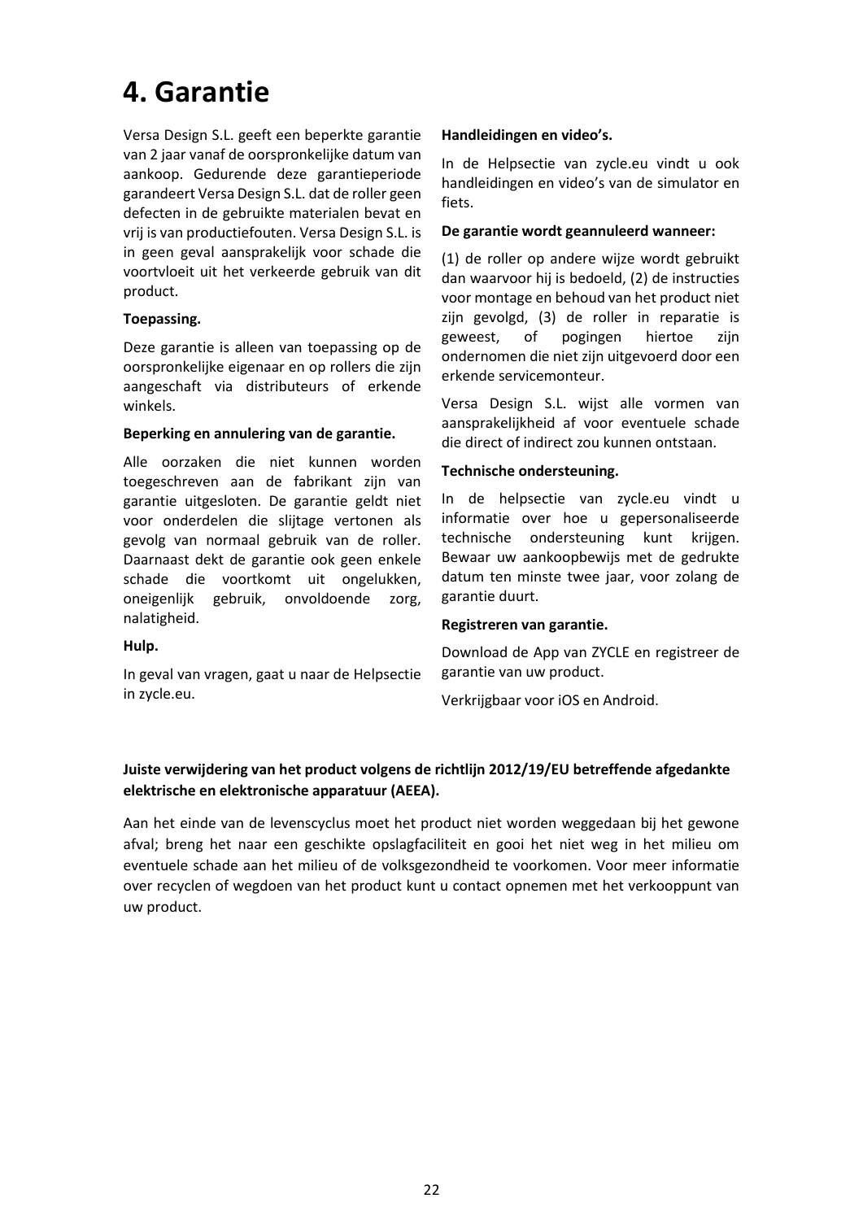# 4. Garantie

Versa Design S.L. geeft een beperkte garantie van 2 jaar vanaf de oorspronkelijke datum van aankoop. Gedurende deze garantieperiode garandeert Versa Design S.L. dat de roller geen defecten in de gebruikte materialen bevat en vrij is van productiefouten. Versa Design S.L. is in geen geval aansprakelijk voor schade die voortvloeit uit het verkeerde gebruik van dit product.

**Toepassing.**

Deze garantie is alleen van toepassing op de oorspronkelijke eigenaar en op rollers die zijn aangeschaft via distributeurs of erkende winkels.

**Beperking en annulering van de garantie.**

Alle oorzaken die niet kunnen worden toegeschreven aan de fabrikant zijn van garantie uitgesloten. De garantie geldt niet voor onderdelen die slijtage vertonen als gevolg van normaal gebruik van de roller. Daarnaast dekt de garantie ook geen enkele schade die voortkomt uit ongelukken, oneigenlijk gebruik, onvoldoende zorg, nalatigheid.

**Hulp.**

In geval van vragen, gaat u naar de Helpsectie in zycle.eu.

**Handleidingen en video's.**

In de Helpsectie van zycle.eu vindt u ook handleidingen en video's van de simulator en fiets.

**De garantie wordt geannuleerd wanneer:**

(1) de roller op andere wijze wordt gebruikt dan waarvoor hij is bedoeld, (2) de instructies voor montage en behoud van het product niet zijn gevolgd, (3) de roller in reparatie is geweest, of pogingen hiertoe zijn ondernomen die niet zijn uitgevoerd door een erkende servicemonteur.

Versa Design S.L. wijst alle vormen van aansprakelijkheid af voor eventuele schade die direct of indirect zou kunnen ontstaan.

**Technische ondersteuning.**

In de helpsectie van zycle.eu vindt u informatie over hoe u gepersonaliseerde technische ondersteuning kunt krijgen. Bewaar uw aankoopbewijs met de gedrukte datum ten minste twee jaar, voor zolang de garantie duurt.

**Registreren van garantie.**

Download de App van ZYCLE en registreer de garantie van uw product.

Verkrijgbaar voor iOS en Android.

**Juiste verwijdering van het product volgens de richtlijn 2012/19/EU betreffende afgedankte elektrische en elektronische apparatuur (AEEA).**

Aan het einde van de levenscyclus moet het product niet worden weggedaan bij het gewone afval; breng het naar een geschikte opslagfaciliteit en gooi het niet weg in het milieu om eventuele schade aan het milieu of de volksgezondheid te voorkomen. Voor meer informatie over recyclen of wegdoen van het product kunt u contact opnemen met het verkooppunt van uw product.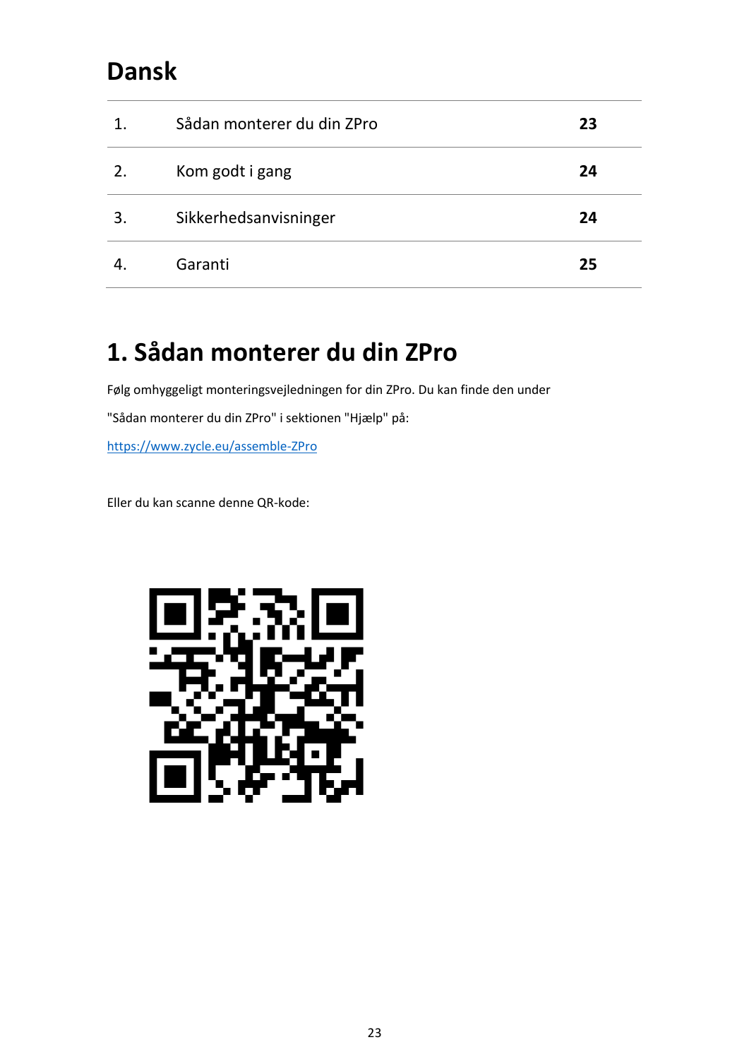# Dansk

| 1. | Sådan monterer du din ZPro | **23** |
|---|---|---|
| 2. | Kom godt i gang | **24** |
| 3. | Sikkerhedsanvisninger | **24** |
| 4. | Garanti | **25** |

# 1. Sådan monterer du din ZPro

Følg omhyggeligt monteringsvejledningen for din ZPro. Du kan finde den under "Sådan monterer du din ZPro" i sektionen "Hjælp" på:

https://www.zycle.eu/assemble-ZPro

Eller du kan scanne denne QR-kode: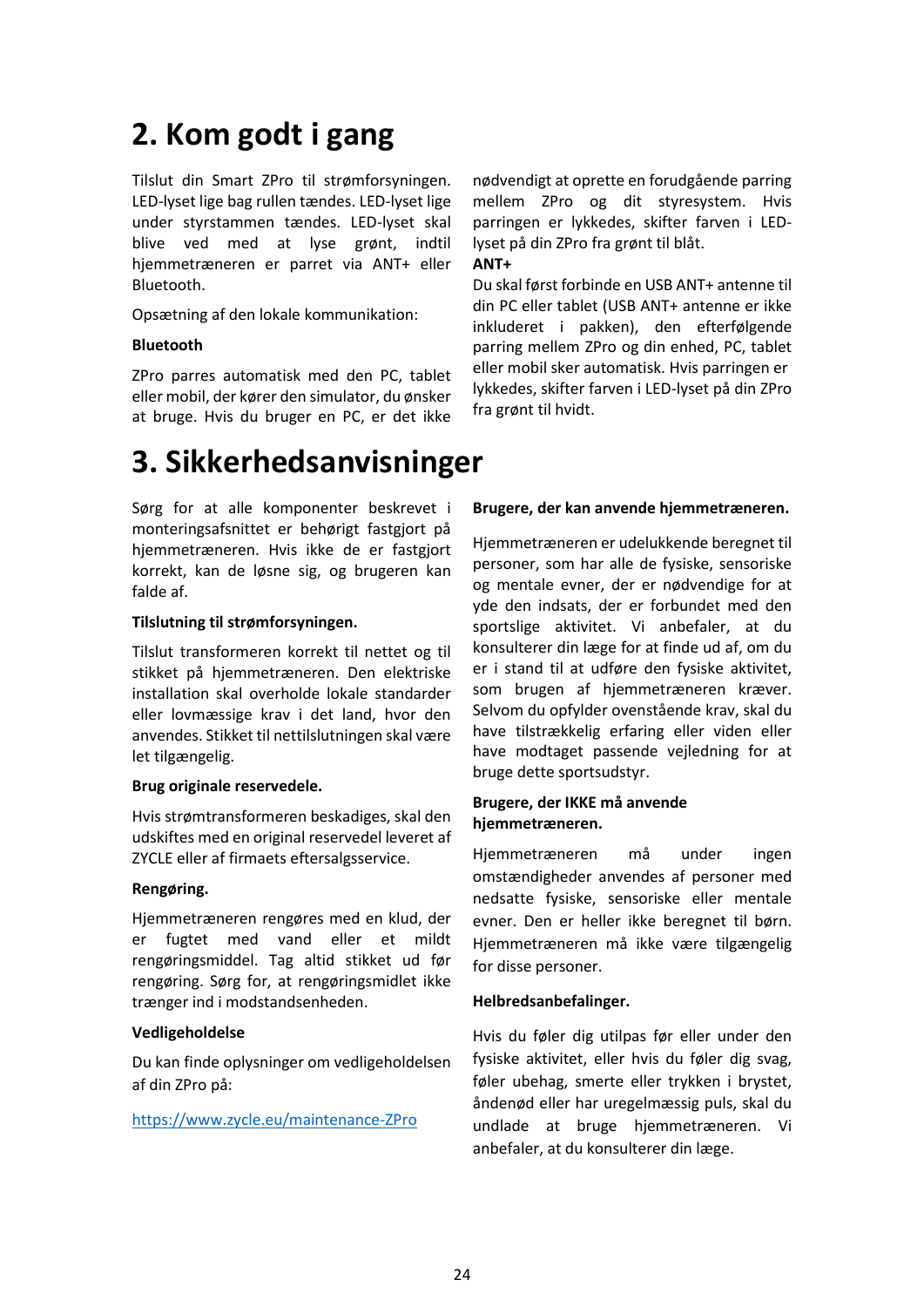# 2. Kom godt i gang

Tilslut din Smart ZPro til strømforsyningen. LED-lyset lige bag rullen tændes. LED-lyset lige under styrstammen tændes. LED-lyset skal blive ved med at lyse grønt, indtil hjemmetræneren er parret via ANT+ eller Bluetooth.

Opsætning af den lokale kommunikation:

**Bluetooth**

ZPro parres automatisk med den PC, tablet eller mobil, der kører den simulator, du ønsker at bruge. Hvis du bruger en PC, er det ikke nødvendigt at oprette en forudgående parring mellem ZPro og dit styresystem. Hvis parringen er lykkedes, skifter farven i LED-lyset på din ZPro fra grønt til blåt.

**ANT+**

Du skal først forbinde en USB ANT+ antenne til din PC eller tablet (USB ANT+ antenne er ikke inkluderet i pakken), den efterfølgende parring mellem ZPro og din enhed, PC, tablet eller mobil sker automatisk. Hvis parringen er lykkedes, skifter farven i LED-lyset på din ZPro fra grønt til hvidt.

# 3. Sikkerhedsanvisninger

Sørg for at alle komponenter beskrevet i monteringsafsnittet er behørigt fastgjort på hjemmetræneren. Hvis ikke de er fastgjort korrekt, kan de løsne sig, og brugeren kan falde af.

**Tilslutning til strømforsyningen.**

Tilslut transformeren korrekt til nettet og til stikket på hjemmetræneren. Den elektriske installation skal overholde lokale standarder eller lovmæssige krav i det land, hvor den anvendes. Stikket til nettilslutningen skal være let tilgængelig.

**Brug originale reservedele.**

Hvis strømtransformeren beskadiges, skal den udskiftes med en original reservedel leveret af ZYCLE eller af firmaets eftersalgsservice.

**Rengøring.**

Hjemmetræneren rengøres med en klud, der er fugtet med vand eller et mildt rengøringsmiddel. Tag altid stikket ud før rengøring. Sørg for, at rengøringsmidlet ikke trænger ind i modstandsenheden.

**Vedligeholdelse**

Du kan finde oplysninger om vedligeholdelsen af din ZPro på:

[https://www.zycle.eu/maintenance-ZPro](https://www.zycle.eu/maintenance-ZPro)

**Brugere, der kan anvende hjemmetræneren.**

Hjemmetræneren er udelukkende beregnet til personer, som har alle de fysiske, sensoriske og mentale evner, der er nødvendige for at yde den indsats, der er forbundet med den sportslige aktivitet. Vi anbefaler, at du konsulterer din læge for at finde ud af, om du er i stand til at udføre den fysiske aktivitet, som brugen af hjemmetræneren kræver. Selvom du opfylder ovenstående krav, skal du have tilstrækkelig erfaring eller viden eller have modtaget passende vejledning for at bruge dette sportsudstyr.

**Brugere, der IKKE må anvende hjemmetræneren.**

Hjemmetræneren må under ingen omstændigheder anvendes af personer med nedsatte fysiske, sensoriske eller mentale evner. Den er heller ikke beregnet til børn. Hjemmetræneren må ikke være tilgængelig for disse personer.

**Helbredsanbefalinger.**

Hvis du føler dig utilpas før eller under den fysiske aktivitet, eller hvis du føler dig svag, føler ubehag, smerte eller trykken i brystet, åndenød eller har uregelmæssig puls, skal du undlade at bruge hjemmetræneren. Vi anbefaler, at du konsulterer din læge.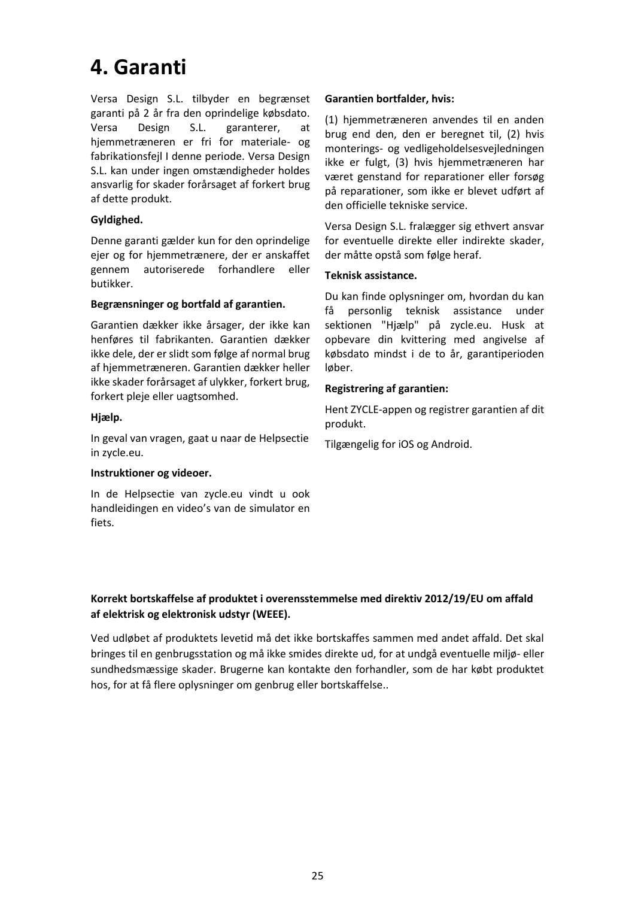# 4. Garanti

Versa Design S.L. tilbyder en begrænset garanti på 2 år fra den oprindelige købsdato. Versa Design S.L. garanterer, at hjemmetræneren er fri for materiale- og fabrikationsfejl I denne periode. Versa Design S.L. kan under ingen omstændigheder holdes ansvarlig for skader forårsaget af forkert brug af dette produkt.

**Gyldighed.**

Denne garanti gælder kun for den oprindelige ejer og for hjemmetrænere, der er anskaffet gennem autoriserede forhandlere eller butikker.

**Begrænsninger og bortfald af garantien.**

Garantien dækker ikke årsager, der ikke kan henføres til fabrikanten. Garantien dækker ikke dele, der er slidt som følge af normal brug af hjemmetræneren. Garantien dækker heller ikke skader forårsaget af ulykker, forkert brug, forkert pleje eller uagtsomhed.

**Hjælp.**

In geval van vragen, gaat u naar de Helpsectie in zycle.eu.

**Instruktioner og videoer.**

In de Helpsectie van zycle.eu vindt u ook handleidingen en video's van de simulator en fiets.

**Garantien bortfalder, hvis:**

(1) hjemmetræneren anvendes til en anden brug end den, den er beregnet til, (2) hvis monterings- og vedligeholdelsesvejledningen ikke er fulgt, (3) hvis hjemmetræneren har været genstand for reparationer eller forsøg på reparationer, som ikke er blevet udført af den officielle tekniske service.

Versa Design S.L. fralægger sig ethvert ansvar for eventuelle direkte eller indirekte skader, der måtte opstå som følge heraf.

**Teknisk assistance.**

Du kan finde oplysninger om, hvordan du kan få personlig teknisk assistance under sektionen "Hjælp" på zycle.eu. Husk at opbevare din kvittering med angivelse af købsdato mindst i de to år, garantiperioden løber.

**Registrering af garantien:**

Hent ZYCLE-appen og registrer garantien af dit produkt.

Tilgængelig for iOS og Android.

**Korrekt bortskaffelse af produktet i overensstemmelse med direktiv 2012/19/EU om affald af elektrisk og elektronisk udstyr (WEEE).**

Ved udløbet af produktets levetid må det ikke bortskaffes sammen med andet affald. Det skal bringes til en genbrugsstation og må ikke smides direkte ud, for at undgå eventuelle miljø- eller sundhedsmæssige skader. Brugerne kan kontakte den forhandler, som de har købt produktet hos, for at få flere oplysninger om genbrug eller bortskaffelse..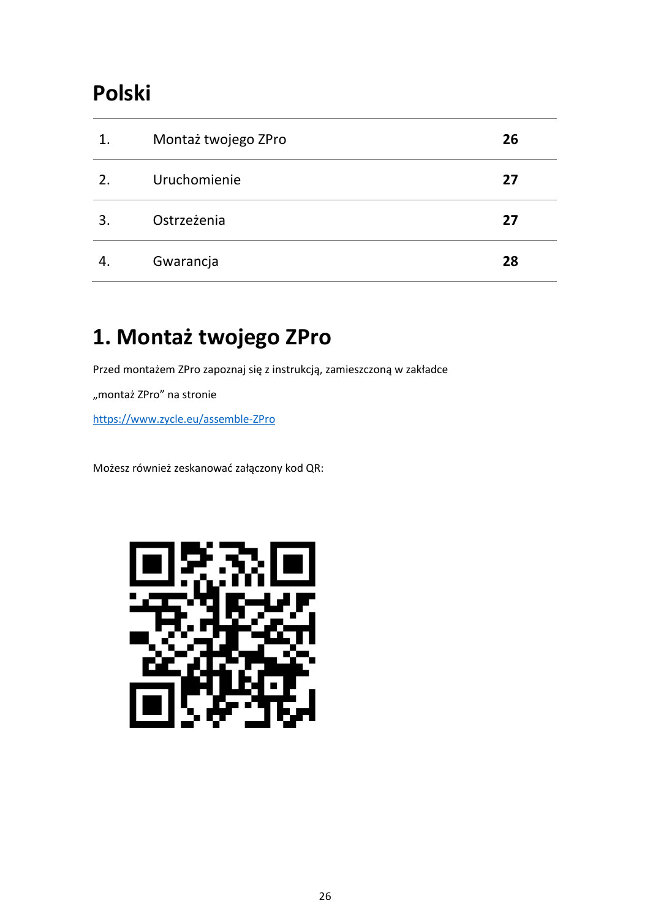# Polski

| | | |
|---|---|---|
| 1. | Montaż twojego ZPro | **26** |
| 2. | Uruchomienie | **27** |
| 3. | Ostrzeżenia | **27** |
| 4. | Gwarancja | **28** |

# 1. Montaż twojego ZPro

Przed montażem ZPro zapoznaj się z instrukcją, zamieszczoną w zakładce

„montaż ZPro” na stronie

[https://www.zycle.eu/assemble-ZPro](https://www.zycle.eu/assemble-ZPro)

Możesz również zeskanować załączony kod QR: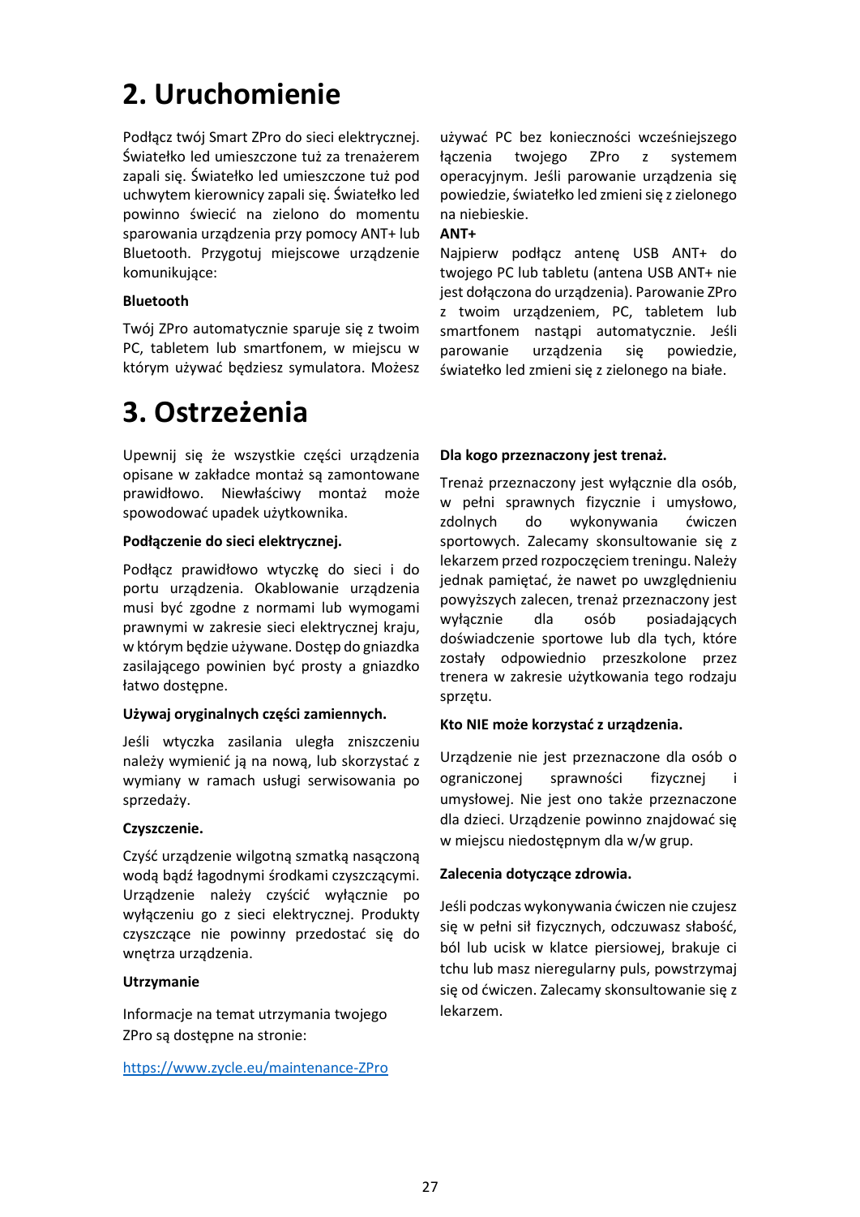# 2. Uruchomienie

Podłącz twój Smart ZPro do sieci elektrycznej. Światełko led umieszczone tuż za trenażerem zapali się. Światełko led umieszczone tuż pod uchwytem kierownicy zapali się. Światełko led powinno świecić na zielono do momentu sparowania urządzenia przy pomocy ANT+ lub Bluetooth. Przygotuj miejscowe urządzenie komunikujące:

**Bluetooth**

Twój ZPro automatycznie sparuje się z twoim PC, tabletem lub smartfonem, w miejscu w którym używać będziesz symulatora. Możesz używać PC bez konieczności wcześniejszego łączenia twojego ZPro z systemem operacyjnym. Jeśli parowanie urządzenia się powiedzie, światełko led zmieni się z zielonego na niebieskie.

**ANT+**

Najpierw podłącz antenę USB ANT+ do twojego PC lub tabletu (antena USB ANT+ nie jest dołączona do urządzenia). Parowanie ZPro z twoim urządzeniem, PC, tabletem lub smartfonem nastąpi automatycznie. Jeśli parowanie urządzenia się powiedzie, światełko led zmieni się z zielonego na białe.

# 3. Ostrzeżenia

Upewnij się że wszystkie części urządzenia opisane w zakładce montaż są zamontowane prawidłowo. Niewłaściwy montaż może spowodować upadek użytkownika.

**Podłączenie do sieci elektrycznej.**

Podłącz prawidłowo wtyczkę do sieci i do portu urządzenia. Okablowanie urządzenia musi być zgodne z normami lub wymogami prawnymi w zakresie sieci elektrycznej kraju, w którym będzie używane. Dostęp do gniazdka zasilającego powinien być prosty a gniazdko łatwo dostępne.

**Używaj oryginalnych części zamiennych.**

Jeśli wtyczka zasilania uległa zniszczeniu należy wymienić ją na nową, lub skorzystać z wymiany w ramach usługi serwisowania po sprzedaży.

**Czyszczenie.**

Czyść urządzenie wilgotną szmatką nasączoną wodą bądź łagodnymi środkami czyszczącymi. Urządzenie należy czyścić wyłącznie po wyłączeniu go z sieci elektrycznej. Produkty czyszczące nie powinny przedostać się do wnętrza urządzenia.

**Utrzymanie**

Informacje na temat utrzymania twojego ZPro są dostępne na stronie:

https://www.zycle.eu/maintenance-ZPro

**Dla kogo przeznaczony jest trenaż.**

Trenaż przeznaczony jest wyłącznie dla osób, w pełni sprawnych fizycznie i umysłowo, zdolnych do wykonywania ćwiczeń sportowych. Zalecamy skonsultowanie się z lekarzem przed rozpoczęciem treningu. Należy jednak pamiętać, że nawet po uwzględnieniu powyższych zalecen, trenaż przeznaczony jest wyłącznie dla osób posiadających doświadczenie sportowe lub dla tych, które zostały odpowiednio przeszkolone przez trenera w zakresie użytkowania tego rodzaju sprzętu.

**Kto NIE może korzystać z urządzenia.**

Urządzenie nie jest przeznaczone dla osób o ograniczonej sprawności fizycznej i umysłowej. Nie jest ono także przeznaczone dla dzieci. Urządzenie powinno znajdować się w miejscu niedostępnym dla w/w grup.

**Zalecenia dotyczące zdrowia.**

Jeśli podczas wykonywania ćwiczeń nie czujesz się w pełni sił fizycznych, odczuwasz słabość, ból lub ucisk w klatce piersiowej, brakuje ci tchu lub masz nieregularny puls, powstrzymaj się od ćwiczeń. Zalecamy skonsultowanie się z lekarzem.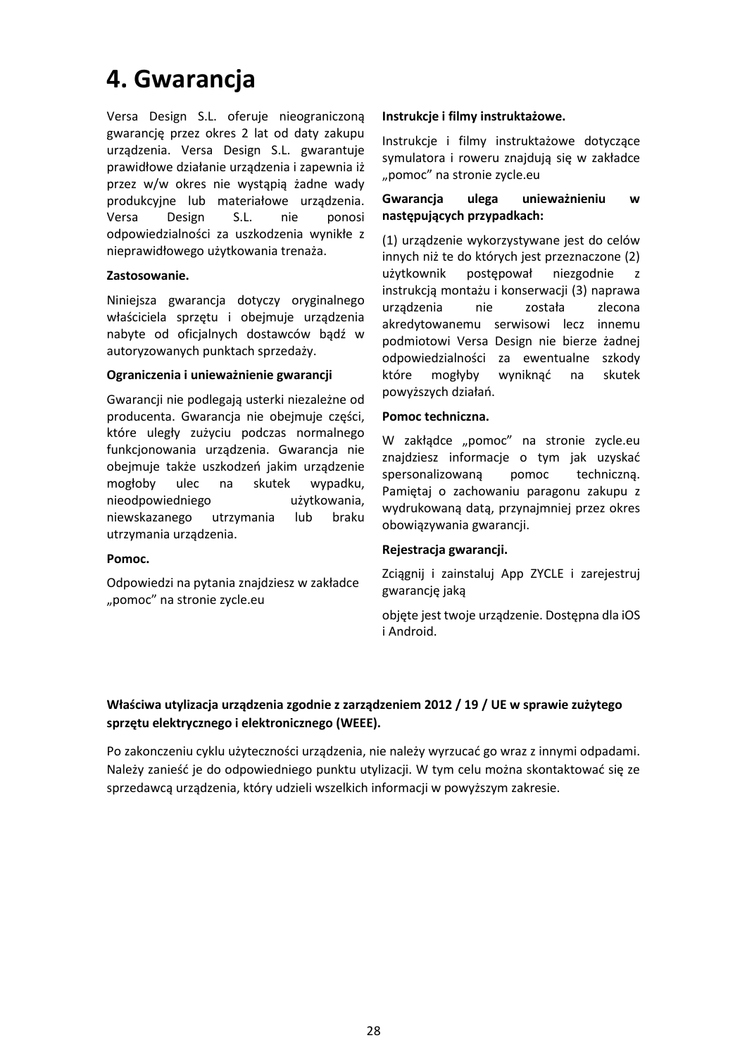# 4. Gwarancja

Versa Design S.L. oferuje nieograniczoną gwarancję przez okres 2 lat od daty zakupu urządzenia. Versa Design S.L. gwarantuje prawidłowe działanie urządzenia i zapewnia iż przez w/w okres nie wystąpią żadne wady produkcyjne lub materiałowe urządzenia. Versa Design S.L. nie ponosi odpowiedzialności za uszkodzenia wynikłe z nieprawidłowego użytkowania trenaża.

**Zastosowanie.**

Niniejsza gwarancja dotyczy oryginalnego właściciela sprzętu i obejmuje urządzenia nabyte od oficjalnych dostawców bądź w autoryzowanych punktach sprzedaży.

**Ograniczenia i unieważnienie gwarancji**

Gwarancji nie podlegają usterki niezależne od producenta. Gwarancja nie obejmuje części, które uległy zużyciu podczas normalnego funkcjonowania urządzenia. Gwarancja nie obejmuje także uszkodzeń jakim urządzenie mogłoby ulec na skutek wypadku, nieodpowiedniego użytkowania, niewskazanego utrzymania lub braku utrzymania urządzenia.

**Pomoc.**

Odpowiedzi na pytania znajdziesz w zakładce „pomoc" na stronie zycle.eu

**Instrukcje i filmy instruktażowe.**

Instrukcje i filmy instruktażowe dotyczące symulatora i roweru znajdują się w zakładce „pomoc" na stronie zycle.eu

**Gwarancja ulega unieważnieniu w następujących przypadkach:**

(1) urządzenie wykorzystywane jest do celów innych niż te do których jest przeznaczone (2) użytkownik postępował niezgodnie z instrukcją montażu i konserwacji (3) naprawa urządzenia nie została zlecona akredytowanemu serwisowi lecz innemu podmiotowi Versa Design nie bierze żadnej odpowiedzialności za ewentualne szkody które mogłyby wyniknąć na skutek powyższych działań.

**Pomoc techniczna.**

W zakładce „pomoc" na stronie zycle.eu znajdziesz informacje o tym jak uzyskać spersonalizowaną pomoc techniczną. Pamiętaj o zachowaniu paragonu zakupu z wydrukowaną datą, przynajmniej przez okres obowiązywania gwarancji.

**Rejestracja gwarancji.**

Zciągnij i zainstaluj App ZYCLE i zarejestruj gwarancję jaką

objęte jest twoje urządzenie. Dostępna dla iOS i Android.

**Właściwa utylizacja urządzenia zgodnie z zarządzeniem 2012 / 19 / UE w sprawie zużytego sprzętu elektrycznego i elektronicznego (WEEE).**

Po zakonczeniu cyklu użyteczności urządzenia, nie należy wyrzucać go wraz z innymi odpadami. Należy zanieść je do odpowiedniego punktu utylizacji. W tym celu można skontaktować się ze sprzedawcą urządzenia, który udzieli wszelkich informacji w powyższym zakresie.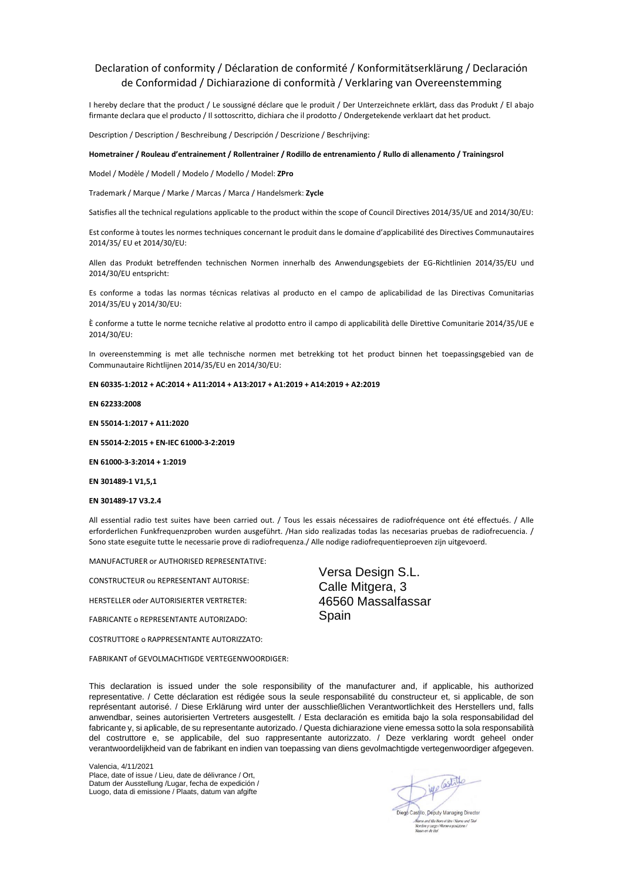# Declaration of conformity / Déclaration de conformité / Konformitätserklärung / Declaración de Conformidad / Dichiarazione di conformità / Verklaring van Overeenstemming

I hereby declare that the product / Le soussigné déclare que le produit / Der Unterzeichnete erklärt, dass das Produkt / El abajo firmante declara que el producto / Il sottoscritto, dichiara che il prodotto / Ondergetekende verklaart dat het product.

Description / Description / Beschreibung / Descripción / Descrizione / Beschrijving:

**Hometrainer / Rouleau d'entrainement / Rollentrainer / Rodillo de entrenamiento / Rullo di allenamento / Trainingsrol**

Model / Modèle / Modell / Modelo / Modello / Model: **ZPro**

Trademark / Marque / Marke / Marcas / Marca / Handelsmerk: **Zycle**

Satisfies all the technical regulations applicable to the product within the scope of Council Directives 2014/35/UE and 2014/30/EU:

Est conforme à toutes les normes techniques concernant le produit dans le domaine d'applicabilité des Directives Communautaires 2014/35/ EU et 2014/30/EU:

Allen das Produkt betreffenden technischen Normen innerhalb des Anwendungsgebiets der EG-Richtlinien 2014/35/EU und 2014/30/EU entspricht:

Es conforme a todas las normas técnicas relativas al producto en el campo de aplicabilidad de las Directivas Comunitarias 2014/35/EU y 2014/30/EU:

È conforme a tutte le norme tecniche relative al prodotto entro il campo di applicabilità delle Direttive Comunitarie 2014/35/UE e 2014/30/EU:

In overeenstemming is met alle technische normen met betrekking tot het product binnen het toepassingsgebied van de Communautaire Richtlijnen 2014/35/EU en 2014/30/EU:

**EN 60335-1:2012 + AC:2014 + A11:2014 + A13:2017 + A1:2019 + A14:2019 + A2:2019**

**EN 62233:2008**

**EN 55014-1:2017 + A11:2020**

**EN 55014-2:2015 + EN-IEC 61000-3-2:2019**

**EN 61000-3-3:2014 + 1:2019**

**EN 301489-1 V1,5,1**

**EN 301489-17 V3.2.4**

All essential radio test suites have been carried out. / Tous les essais nécessaires de radiofréquence ont été effectués. / Alle erforderlichen Funkfrequenzproben wurden ausgeführt. /Han sido realizadas todas las necesarias pruebas de radiofrecuencia. / Sono state eseguite tutte le necessarie prove di radiofrequenza./ Alle nodige radiofrequentieproeven zijn uitgevoerd.

MANUFACTURER or AUTHORISED REPRESENTATIVE:

CONSTRUCTEUR ou REPRESENTANT AUTORISE:

HERSTELLER oder AUTORISIERTER VERTRETER:

FABRICANTE o REPRESENTANTE AUTORIZADO:

COSTRUTTORE o RAPPRESENTANTE AUTORIZZATO:

FABRIKANT of GEVOLMACHTIGDE VERTEGENWOORDIGER:

Versa Design S.L.
Calle Mitgera, 3
46560 Massalfassar
Spain

This declaration is issued under the sole responsibility of the manufacturer and, if applicable, his authorized representative. / Cette déclaration est rédigée sous la seule responsabilité du constructeur et, si applicable, de son représentant autorisé. / Diese Erklärung wird unter der ausschließlichen Verantwortlichkeit des Herstellers und, falls anwendbar, seines autorisierten Vertreters ausgestellt. / Esta declaración es emitida bajo la sola responsabilidad del fabricante y, si aplicable, de su representante autorizado. / Questa dichiarazione viene emessa sotto la sola responsabilità del costruttore e, se applicabile, del suo rappresentante autorizzato. / Deze verklaring wordt geheel onder verantwoordelijkheid van de fabrikant en indien van toepassing van diens gevolmachtigde vertegenwoordiger afgegeven.

Valencia, 4/11/2021
Place, date of issue / Lieu, date de délivrance / Ort, Datum der Ausstellung /Lugar, fecha de expedición / Luogo, data di emissione / Plaats, datum van afgifte

Diego Castillo, Deputy Managing Director
Name and title / Nom et titre / Name und Titel / Nombre y cargo / Nome e posizione / Naam en de titel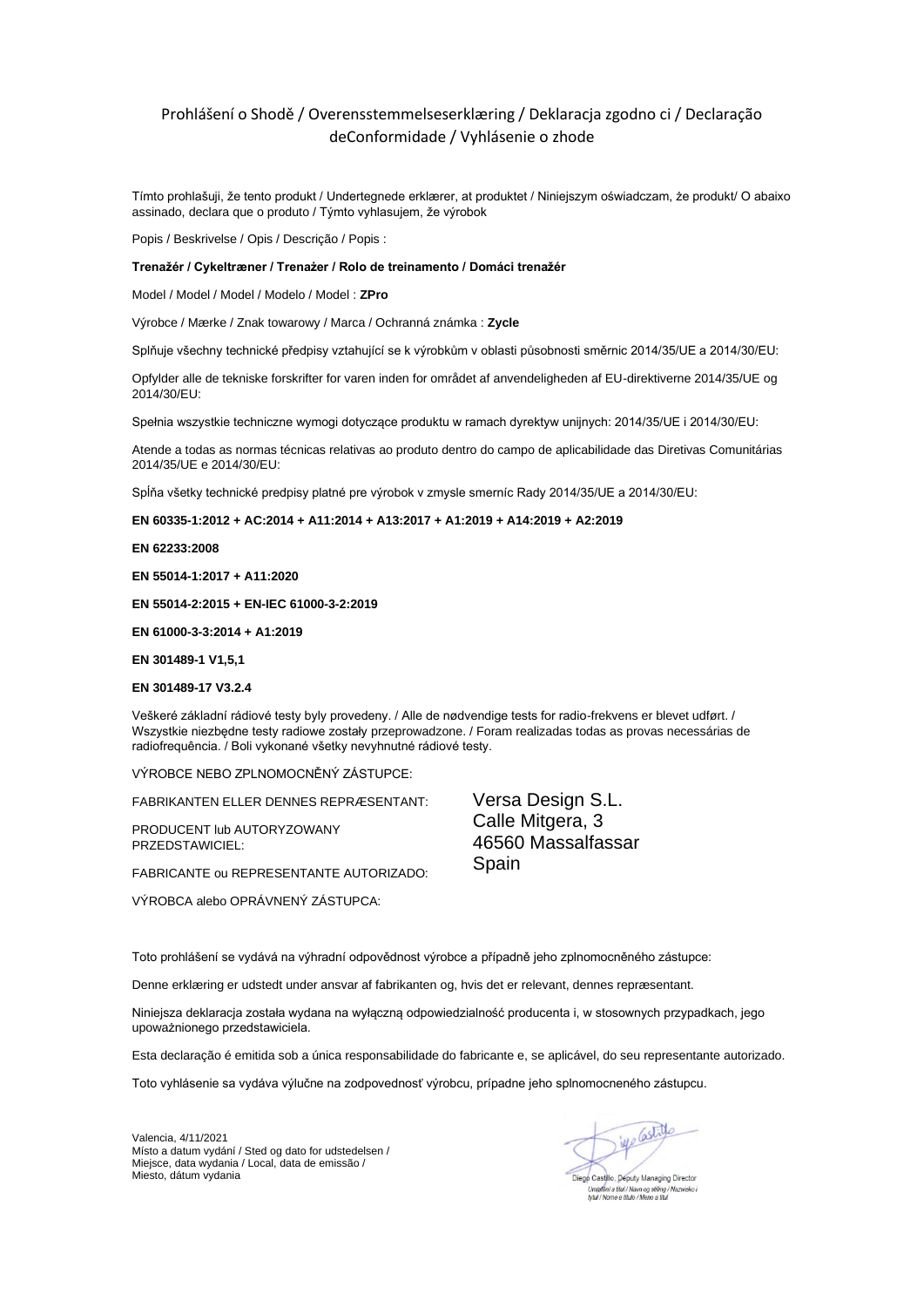# Prohlášení o Shodě / Overensstemmelseserklæring / Deklaracja zgodno ci / Declaração deConformidade / Vyhlásenie o zhode

Tímto prohlašuji, že tento produkt / Undertegnede erklærer, at produktet / Niniejszym oświadczam, że produkt/ O abaixo assinado, declara que o produto / Týmto vyhlasujem, že výrobok

Popis / Beskrivelse / Opis / Descrição / Popis :

**Trenažér / Cykeltræner / Trenażer / Rolo de treinamento / Domáci trenažér**

Model / Model / Model / Modelo / Model : **ZPro**

Výrobce / Mærke / Znak towarowy / Marca / Ochranná známka : **Zycle**

Splňuje všechny technické předpisy vztahující se k výrobkům v oblasti působnosti směrnic 2014/35/UE a 2014/30/EU:

Opfylder alle de tekniske forskrifter for varen inden for området af anvendeligheden af EU-direktiverne 2014/35/UE og 2014/30/EU:

Spełnia wszystkie techniczne wymogi dotyczące produktu w ramach dyrektyw unijnych: 2014/35/UE i 2014/30/EU:

Atende a todas as normas técnicas relativas ao produto dentro do campo de aplicabilidade das Diretivas Comunitárias 2014/35/UE e 2014/30/EU:

Spĺňa všetky technické predpisy platné pre výrobok v zmysle smerníc Rady 2014/35/UE a 2014/30/EU:

**EN 60335-1:2012 + AC:2014 + A11:2014 + A13:2017 + A1:2019 + A14:2019 + A2:2019**

**EN 62233:2008**

**EN 55014-1:2017 + A11:2020**

**EN 55014-2:2015 + EN-IEC 61000-3-2:2019**

**EN 61000-3-3:2014 + A1:2019**

**EN 301489-1 V1,5,1**

**EN 301489-17 V3.2.4**

Veškeré základní rádiové testy byly provedeny. / Alle de nødvendige tests for radio-frekvens er blevet udført. / Wszystkie niezbędne testy radiowe zostały przeprowadzone. / Foram realizadas todas as provas necessárias de radiofrequência. / Boli vykonané všetky nevyhnutné rádiové testy.

VÝROBCE NEBO ZPLNOMOCNĚNÝ ZÁSTUPCE:

FABRIKANTEN ELLER DENNES REPRÆSENTANT:

PRODUCENT lub AUTORYZOWANY PRZEDSTAWICIEL:

FABRICANTE ou REPRESENTANTE AUTORIZADO:

VÝROBCA alebo OPRÁVNENÝ ZÁSTUPCA:

Versa Design S.L.
Calle Mitgera, 3
46560 Massalfassar
Spain

Toto prohlášení se vydává na výhradní odpovědnost výrobce a případně jeho zplnomocněného zástupce:

Denne erklæring er udstedt under ansvar af fabrikanten og, hvis det er relevant, dennes repræsentant.

Niniejsza deklaracja została wydana na wyłączną odpowiedzialność producenta i, w stosownych przypadkach, jego upoważnionego przedstawiciela.

Esta declaração é emitida sob a única responsabilidade do fabricante e, se aplicável, do seu representante autorizado.

Toto vyhlásenie sa vydáva výlučne na zodpovednosť výrobcu, prípadne jeho splnomocneného zástupcu.

Valencia, 4/11/2021
Místo a datum vydání / Sted og dato for udstedelsen / Miejsce, data wydania / Local, data de emissão / Miesto, dátum vydania

Diego Castillo, Deputy Managing Director
Umístění a titul / Navn og stilling / Nazwisko i tytuł / Nome e título / Meno a titul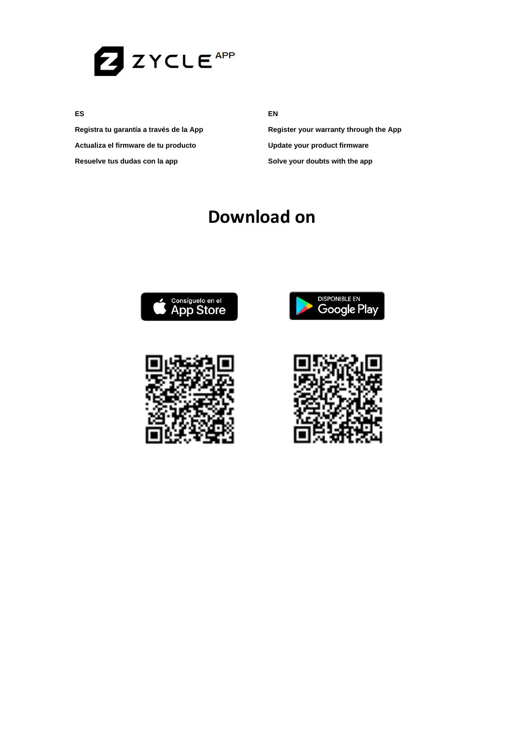ZYCLE APP

**ES**

**Registra tu garantía a través de la App**

**Actualiza el firmware de tu producto**

**Resuelve tus dudas con la app**

**EN**

**Register your warranty through the App**

**Update your product firmware**

**Solve your doubts with the app**

# Download on

Consíguelo en el App Store

DISPONIBLE EN Google Play